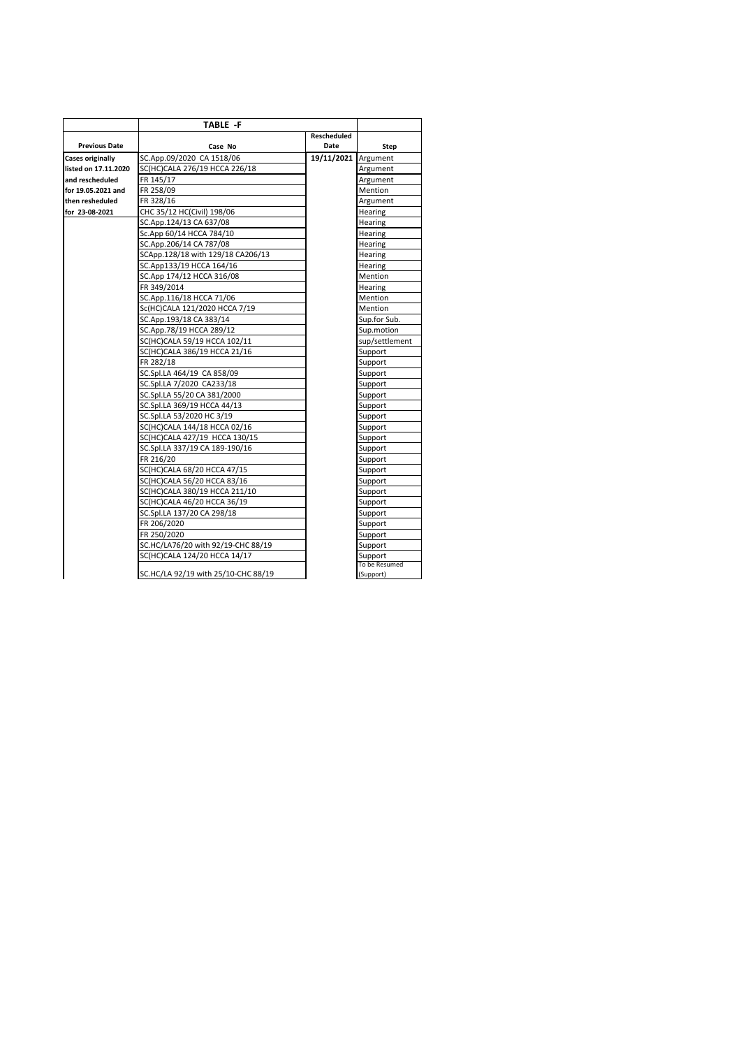| | TABLE -F | | |
|---|---|---|---|
| Previous Date | Case No | Rescheduled Date | Step |
| Cases originally listed on 17.11.2020 and rescheduled for 19.05.2021 and then resheduled for 23-08-2021 | SC.App.09/2020 CA 1518/06 | 19/11/2021 | Argument |
| | SC(HC)CALA 276/19 HCCA 226/18 | | Argument |
| | FR 145/17 | | Argument |
| | FR 258/09 | | Mention |
| | FR 328/16 | | Argument |
| | CHC 35/12 HC(Civil) 198/06 | | Hearing |
| | SC.App.124/13 CA 637/08 | | Hearing |
| | Sc.App 60/14 HCCA 784/10 | | Hearing |
| | SC.App.206/14 CA 787/08 | | Hearing |
| | SCApp.128/18 with 129/18 CA206/13 | | Hearing |
| | SC.App133/19 HCCA 164/16 | | Hearing |
| | SC.App 174/12 HCCA 316/08 | | Mention |
| | FR 349/2014 | | Hearing |
| | SC.App.116/18 HCCA 71/06 | | Mention |
| | Sc(HC)CALA 121/2020 HCCA 7/19 | | Mention |
| | SC.App.193/18 CA 383/14 | | Sup.for Sub. |
| | SC.App.78/19 HCCA 289/12 | | Sup.motion |
| | SC(HC)CALA 59/19 HCCA 102/11 | | sup/settlement |
| | SC(HC)CALA 386/19 HCCA 21/16 | | Support |
| | FR 282/18 | | Support |
| | SC.Spl.LA 464/19 CA 858/09 | | Support |
| | SC.Spl.LA 7/2020 CA233/18 | | Support |
| | SC.Spl.LA 55/20 CA 381/2000 | | Support |
| | SC.Spl.LA 369/19 HCCA 44/13 | | Support |
| | SC.Spl.LA 53/2020 HC 3/19 | | Support |
| | SC(HC)CALA 144/18 HCCA 02/16 | | Support |
| | SC(HC)CALA 427/19 HCCA 130/15 | | Support |
| | SC.Spl.LA 337/19 CA 189-190/16 | | Support |
| | FR 216/20 | | Support |
| | SC(HC)CALA 68/20 HCCA 47/15 | | Support |
| | SC(HC)CALA 56/20 HCCA 83/16 | | Support |
| | SC(HC)CALA 380/19 HCCA 211/10 | | Support |
| | SC(HC)CALA 46/20 HCCA 36/19 | | Support |
| | SC.Spl.LA 137/20 CA 298/18 | | Support |
| | FR 206/2020 | | Support |
| | FR 250/2020 | | Support |
| | SC.HC/LA76/20 with 92/19-CHC 88/19 | | Support |
| | SC(HC)CALA 124/20 HCCA 14/17 | | Support |
| | SC.HC/LA 92/19 with 25/10-CHC 88/19 | | To be Resumed (Support) |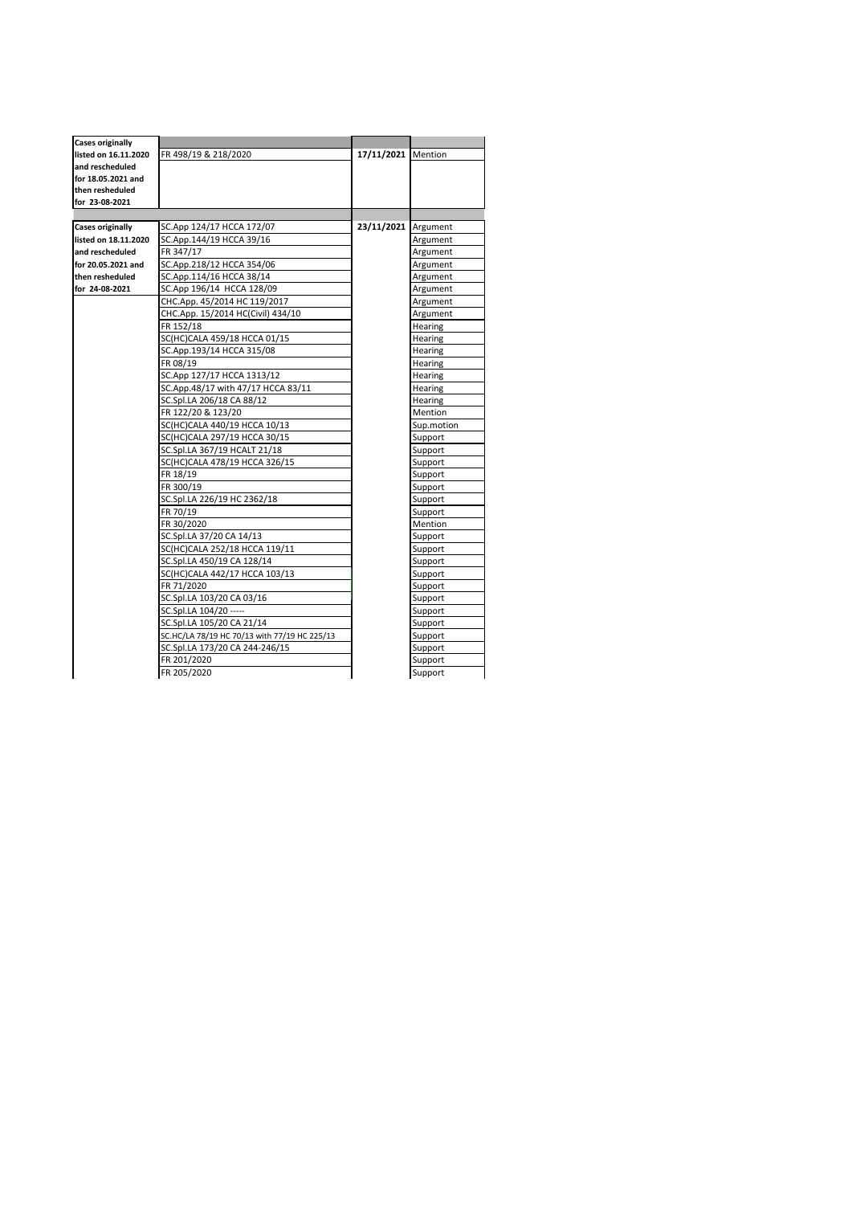| | | | |
|---|---|---|---|
| **Cases originally listed on 16.11.2020 and rescheduled for 18.05.2021 and then resheduled for 23-08-2021** | FR 498/19 & 218/2020 | **17/11/2021** | Mention |
| | | | |
| **Cases originally listed on 18.11.2020 and rescheduled for 20.05.2021 and then resheduled for 24-08-2021** | SC.App 124/17 HCCA 172/07 | **23/11/2021** | Argument |
| | SC.App.144/19 HCCA 39/16 | | Argument |
| | FR 347/17 | | Argument |
| | SC.App.218/12 HCCA 354/06 | | Argument |
| | SC.App.114/16 HCCA 38/14 | | Argument |
| | SC.App 196/14 HCCA 128/09 | | Argument |
| | CHC.App. 45/2014 HC 119/2017 | | Argument |
| | CHC.App. 15/2014 HC(Civil) 434/10 | | Argument |
| | FR 152/18 | | Hearing |
| | SC(HC)CALA 459/18 HCCA 01/15 | | Hearing |
| | SC.App.193/14 HCCA 315/08 | | Hearing |
| | FR 08/19 | | Hearing |
| | SC.App 127/17 HCCA 1313/12 | | Hearing |
| | SC.App.48/17 with 47/17 HCCA 83/11 | | Hearing |
| | SC.Spl.LA 206/18 CA 88/12 | | Hearing |
| | FR 122/20 & 123/20 | | Mention |
| | SC(HC)CALA 440/19 HCCA 10/13 | | Sup.motion |
| | SC(HC)CALA 297/19 HCCA 30/15 | | Support |
| | SC.Spl.LA 367/19 HCALT 21/18 | | Support |
| | SC(HC)CALA 478/19 HCCA 326/15 | | Support |
| | FR 18/19 | | Support |
| | FR 300/19 | | Support |
| | SC.Spl.LA 226/19 HC 2362/18 | | Support |
| | FR 70/19 | | Support |
| | FR 30/2020 | | Mention |
| | SC.Spl.LA 37/20 CA 14/13 | | Support |
| | SC(HC)CALA 252/18 HCCA 119/11 | | Support |
| | SC.Spl.LA 450/19 CA 128/14 | | Support |
| | SC(HC)CALA 442/17 HCCA 103/13 | | Support |
| | FR 71/2020 | | Support |
| | SC.Spl.LA 103/20 CA 03/16 | | Support |
| | SC.Spl.LA 104/20 ----- | | Support |
| | SC.Spl.LA 105/20 CA 21/14 | | Support |
| | SC.HC/LA 78/19 HC 70/13 with 77/19 HC 225/13 | | Support |
| | SC.Spl.LA 173/20 CA 244-246/15 | | Support |
| | FR 201/2020 | | Support |
| | FR 205/2020 | | Support |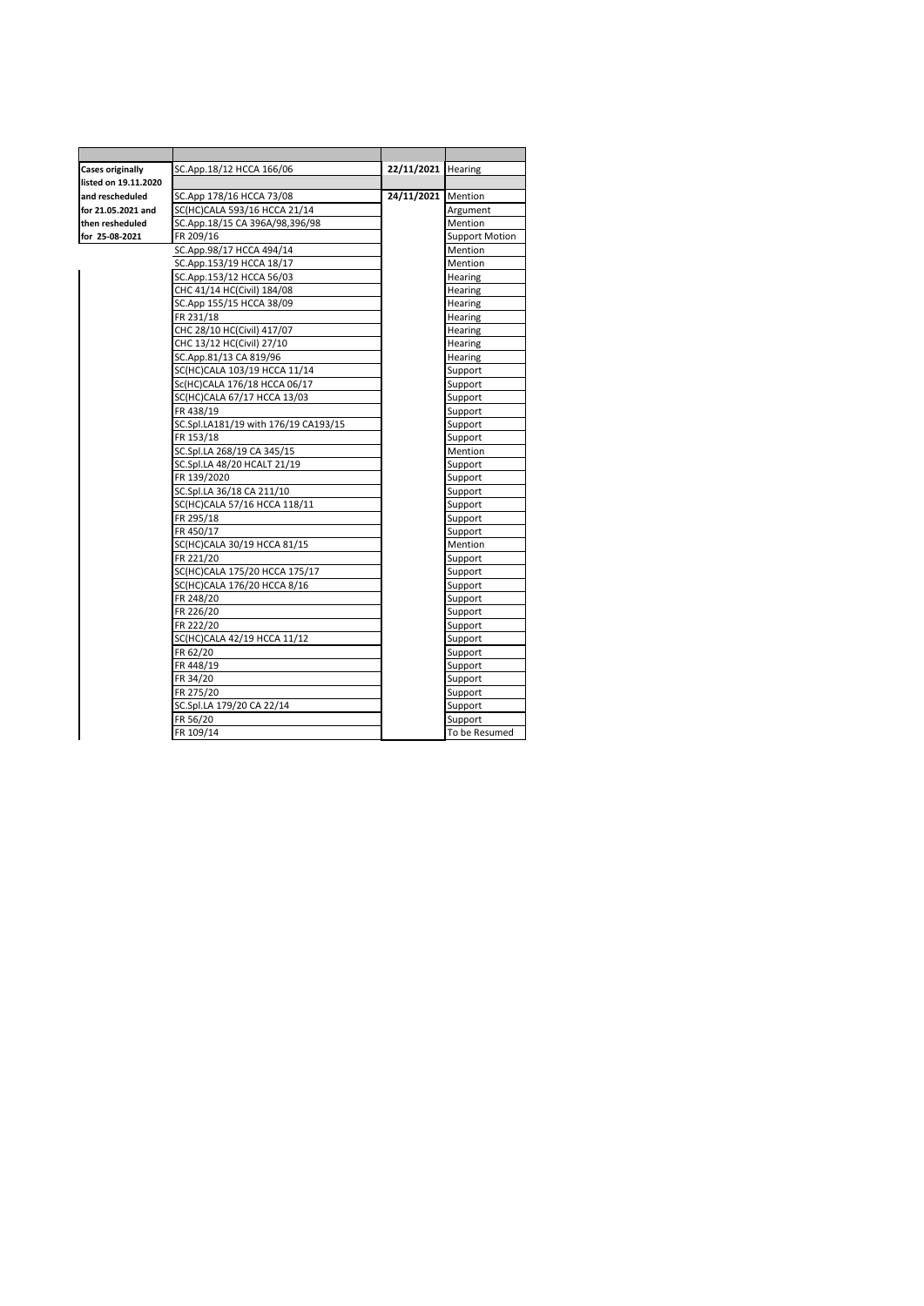| | | | |
|---|---|---|---|
| **Cases originally listed on 19.11.2020 and rescheduled for 21.05.2021 and then resheduled for 25-08-2021** | SC.App.18/12 HCCA 166/06 | **22/11/2021** | Hearing |
| | | | |
| | SC.App 178/16 HCCA 73/08 | **24/11/2021** | Mention |
| | SC(HC)CALA 593/16 HCCA 21/14 | | Argument |
| | SC.App.18/15 CA 396A/98,396/98 | | Mention |
| | FR 209/16 | | Support Motion |
| | SC.App.98/17 HCCA 494/14 | | Mention |
| | SC.App.153/19 HCCA 18/17 | | Mention |
| | SC.App.153/12 HCCA 56/03 | | Hearing |
| | CHC 41/14 HC(Civil) 184/08 | | Hearing |
| | SC.App 155/15 HCCA 38/09 | | Hearing |
| | FR 231/18 | | Hearing |
| | CHC 28/10 HC(Civil) 417/07 | | Hearing |
| | CHC 13/12 HC(Civil) 27/10 | | Hearing |
| | SC.App.81/13 CA 819/96 | | Hearing |
| | SC(HC)CALA 103/19 HCCA 11/14 | | Support |
| | Sc(HC)CALA 176/18 HCCA 06/17 | | Support |
| | SC(HC)CALA 67/17 HCCA 13/03 | | Support |
| | FR 438/19 | | Support |
| | SC.Spl.LA181/19 with 176/19 CA193/15 | | Support |
| | FR 153/18 | | Support |
| | SC.Spl.LA 268/19 CA 345/15 | | Mention |
| | SC.Spl.LA 48/20 HCALT 21/19 | | Support |
| | FR 139/2020 | | Support |
| | SC.Spl.LA 36/18 CA 211/10 | | Support |
| | SC(HC)CALA 57/16 HCCA 118/11 | | Support |
| | FR 295/18 | | Support |
| | FR 450/17 | | Support |
| | SC(HC)CALA 30/19 HCCA 81/15 | | Mention |
| | FR 221/20 | | Support |
| | SC(HC)CALA 175/20 HCCA 175/17 | | Support |
| | SC(HC)CALA 176/20 HCCA 8/16 | | Support |
| | FR 248/20 | | Support |
| | FR 226/20 | | Support |
| | FR 222/20 | | Support |
| | SC(HC)CALA 42/19 HCCA 11/12 | | Support |
| | FR 62/20 | | Support |
| | FR 448/19 | | Support |
| | FR 34/20 | | Support |
| | FR 275/20 | | Support |
| | SC.Spl.LA 179/20 CA 22/14 | | Support |
| | FR 56/20 | | Support |
| | FR 109/14 | | To be Resumed |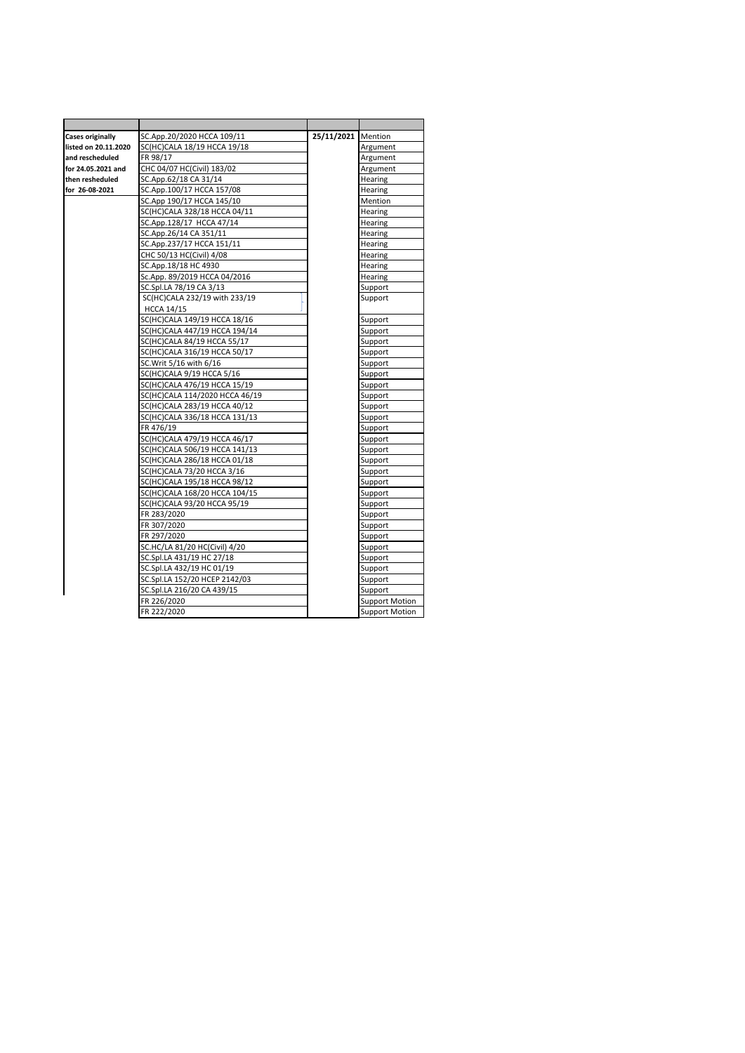| | | | |
|---|---|---|---|
| **Cases originally listed on 20.11.2020 and rescheduled for 24.05.2021 and then resheduled for 26-08-2021** | SC.App.20/2020 HCCA 109/11 | **25/11/2021** | Mention |
| | SC(HC)CALA 18/19 HCCA 19/18 | | Argument |
| | FR 98/17 | | Argument |
| | CHC 04/07 HC(Civil) 183/02 | | Argument |
| | SC.App.62/18 CA 31/14 | | Hearing |
| | SC.App.100/17 HCCA 157/08 | | Hearing |
| | SC.App 190/17 HCCA 145/10 | | Mention |
| | SC(HC)CALA 328/18 HCCA 04/11 | | Hearing |
| | SC.App.128/17 HCCA 47/14 | | Hearing |
| | SC.App.26/14 CA 351/11 | | Hearing |
| | SC.App.237/17 HCCA 151/11 | | Hearing |
| | CHC 50/13 HC(Civil) 4/08 | | Hearing |
| | SC.App.18/18 HC 4930 | | Hearing |
| | Sc.App. 89/2019 HCCA 04/2016 | | Hearing |
| | SC.Spl.LA 78/19 CA 3/13 | | Support |
| | SC(HC)CALA 232/19 with 233/19 HCCA 14/15 | | Support |
| | SC(HC)CALA 149/19 HCCA 18/16 | | Support |
| | SC(HC)CALA 447/19 HCCA 194/14 | | Support |
| | SC(HC)CALA 84/19 HCCA 55/17 | | Support |
| | SC(HC)CALA 316/19 HCCA 50/17 | | Support |
| | SC.Writ 5/16 with 6/16 | | Support |
| | SC(HC)CALA 9/19 HCCA 5/16 | | Support |
| | SC(HC)CALA 476/19 HCCA 15/19 | | Support |
| | SC(HC)CALA 114/2020 HCCA 46/19 | | Support |
| | SC(HC)CALA 283/19 HCCA 40/12 | | Support |
| | SC(HC)CALA 336/18 HCCA 131/13 | | Support |
| | FR 476/19 | | Support |
| | SC(HC)CALA 479/19 HCCA 46/17 | | Support |
| | SC(HC)CALA 506/19 HCCA 141/13 | | Support |
| | SC(HC)CALA 286/18 HCCA 01/18 | | Support |
| | SC(HC)CALA 73/20 HCCA 3/16 | | Support |
| | SC(HC)CALA 195/18 HCCA 98/12 | | Support |
| | SC(HC)CALA 168/20 HCCA 104/15 | | Support |
| | SC(HC)CALA 93/20 HCCA 95/19 | | Support |
| | FR 283/2020 | | Support |
| | FR 307/2020 | | Support |
| | FR 297/2020 | | Support |
| | SC.HC/LA 81/20 HC(Civil) 4/20 | | Support |
| | SC.Spl.LA 431/19 HC 27/18 | | Support |
| | SC.Spl.LA 432/19 HC 01/19 | | Support |
| | SC.Spl.LA 152/20 HCEP 2142/03 | | Support |
| | SC.Spl.LA 216/20 CA 439/15 | | Support |
| | FR 226/2020 | | Support Motion |
| | FR 222/2020 | | Support Motion |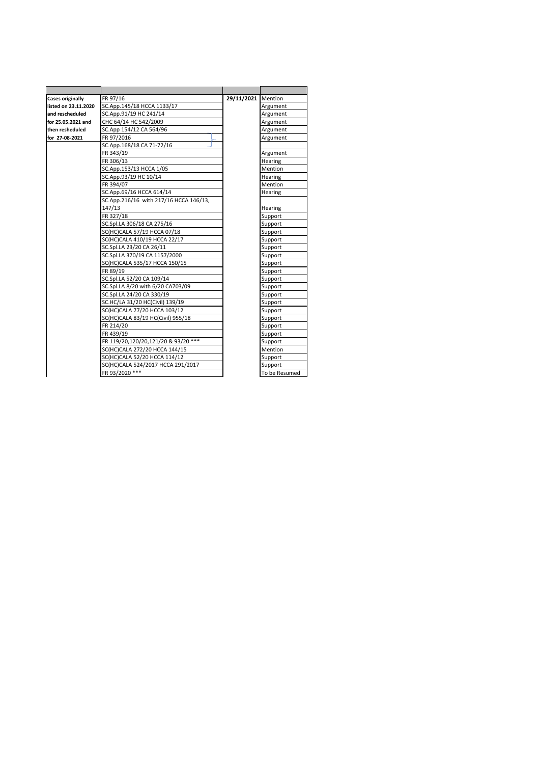| | | | |
|---|---|---|---|
| **Cases originally listed on 23.11.2020 and rescheduled for 25.05.2021 and then resheduled for 27-08-2021** | FR 97/16 | **29/11/2021** | Mention |
| | SC.App.145/18 HCCA 1133/17 | | Argument |
| | SC.App.91/19 HC 241/14 | | Argument |
| | CHC 64/14 HC 542/2009 | | Argument |
| | SC.App 154/12 CA 564/96 | | Argument |
| | FR 97/2016 | | Argument |
| | SC.App.168/18 CA 71-72/16 | | |
| | FR 343/19 | | Argument |
| | FR 306/13 | | Hearing |
| | SC.App.153/13 HCCA 1/05 | | Mention |
| | SC.App.93/19 HC 10/14 | | Hearing |
| | FR 394/07 | | Mention |
| | SC.App.69/16 HCCA 614/14 | | Hearing |
| | SC.App.216/16 with 217/16 HCCA 146/13, 147/13 | | Hearing |
| | FR 327/18 | | Support |
| | SC.Spl.LA 306/18 CA 275/16 | | Support |
| | SC(HC)CALA 57/19 HCCA 07/18 | | Support |
| | SC(HC)CALA 410/19 HCCA 22/17 | | Support |
| | SC.Spl.LA 23/20 CA 26/11 | | Support |
| | SC.Spl.LA 370/19 CA 1157/2000 | | Support |
| | SC(HC)CALA 535/17 HCCA 150/15 | | Support |
| | FR 89/19 | | Support |
| | SC.Spl.LA 52/20 CA 109/14 | | Support |
| | SC.Spl.LA 8/20 with 6/20 CA703/09 | | Support |
| | SC.Spl.LA 24/20 CA 330/19 | | Support |
| | SC.HC/LA 31/20 HC(Civil) 139/19 | | Support |
| | SC(HC)CALA 77/20 HCCA 103/12 | | Support |
| | SC(HC)CALA 83/19 HC(Civil) 955/18 | | Support |
| | FR 214/20 | | Support |
| | FR 439/19 | | Support |
| | FR 119/20,120/20,121/20 & 93/20 *** | | Support |
| | SC(HC)CALA 272/20 HCCA 144/15 | | Mention |
| | SC(HC)CALA 52/20 HCCA 114/12 | | Support |
| | SC(HC)CALA 524/2017 HCCA 291/2017 | | Support |
| | FR 93/2020 *** | | To be Resumed |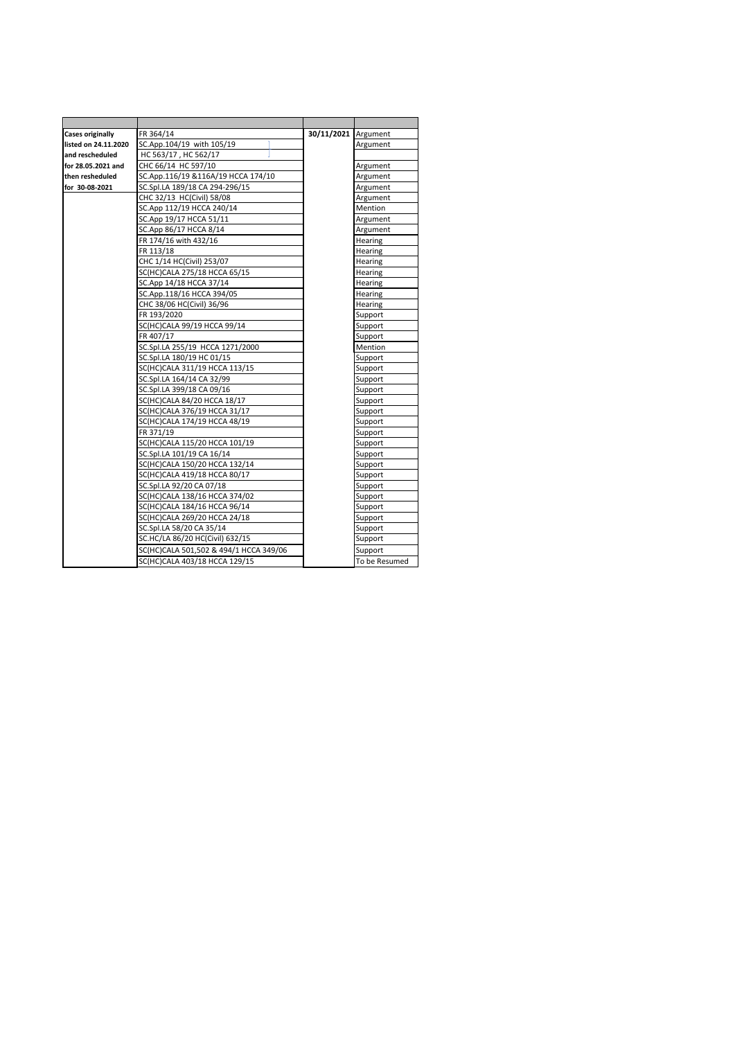| | | | |
|---|---|---|---|
| Cases originally listed on 24.11.2020 and rescheduled for 28.05.2021 and then resheduled for 30-08-2021 | FR 364/14 | 30/11/2021 | Argument |
| | SC.App.104/19 with 105/19 | | Argument |
| | HC 563/17 , HC 562/17 | | |
| | CHC 66/14 HC 597/10 | | Argument |
| | SC.App.116/19 &116A/19 HCCA 174/10 | | Argument |
| | SC.Spl.LA 189/18 CA 294-296/15 | | Argument |
| | CHC 32/13 HC(Civil) 58/08 | | Argument |
| | SC.App 112/19 HCCA 240/14 | | Mention |
| | SC.App 19/17 HCCA 51/11 | | Argument |
| | SC.App 86/17 HCCA 8/14 | | Argument |
| | FR 174/16 with 432/16 | | Hearing |
| | FR 113/18 | | Hearing |
| | CHC 1/14 HC(Civil) 253/07 | | Hearing |
| | SC(HC)CALA 275/18 HCCA 65/15 | | Hearing |
| | SC.App 14/18 HCCA 37/14 | | Hearing |
| | SC.App.118/16 HCCA 394/05 | | Hearing |
| | CHC 38/06 HC(Civil) 36/96 | | Hearing |
| | FR 193/2020 | | Support |
| | SC(HC)CALA 99/19 HCCA 99/14 | | Support |
| | FR 407/17 | | Support |
| | SC.Spl.LA 255/19 HCCA 1271/2000 | | Mention |
| | SC.Spl.LA 180/19 HC 01/15 | | Support |
| | SC(HC)CALA 311/19 HCCA 113/15 | | Support |
| | SC.Spl.LA 164/14 CA 32/99 | | Support |
| | SC.Spl.LA 399/18 CA 09/16 | | Support |
| | SC(HC)CALA 84/20 HCCA 18/17 | | Support |
| | SC(HC)CALA 376/19 HCCA 31/17 | | Support |
| | SC(HC)CALA 174/19 HCCA 48/19 | | Support |
| | FR 371/19 | | Support |
| | SC(HC)CALA 115/20 HCCA 101/19 | | Support |
| | SC.Spl.LA 101/19 CA 16/14 | | Support |
| | SC(HC)CALA 150/20 HCCA 132/14 | | Support |
| | SC(HC)CALA 419/18 HCCA 80/17 | | Support |
| | SC.Spl.LA 92/20 CA 07/18 | | Support |
| | SC(HC)CALA 138/16 HCCA 374/02 | | Support |
| | SC(HC)CALA 184/16 HCCA 96/14 | | Support |
| | SC(HC)CALA 269/20 HCCA 24/18 | | Support |
| | SC.Spl.LA 58/20 CA 35/14 | | Support |
| | SC.HC/LA 86/20 HC(Civil) 632/15 | | Support |
| | SC(HC)CALA 501,502 & 494/1 HCCA 349/06 | | Support |
| | SC(HC)CALA 403/18 HCCA 129/15 | | To be Resumed |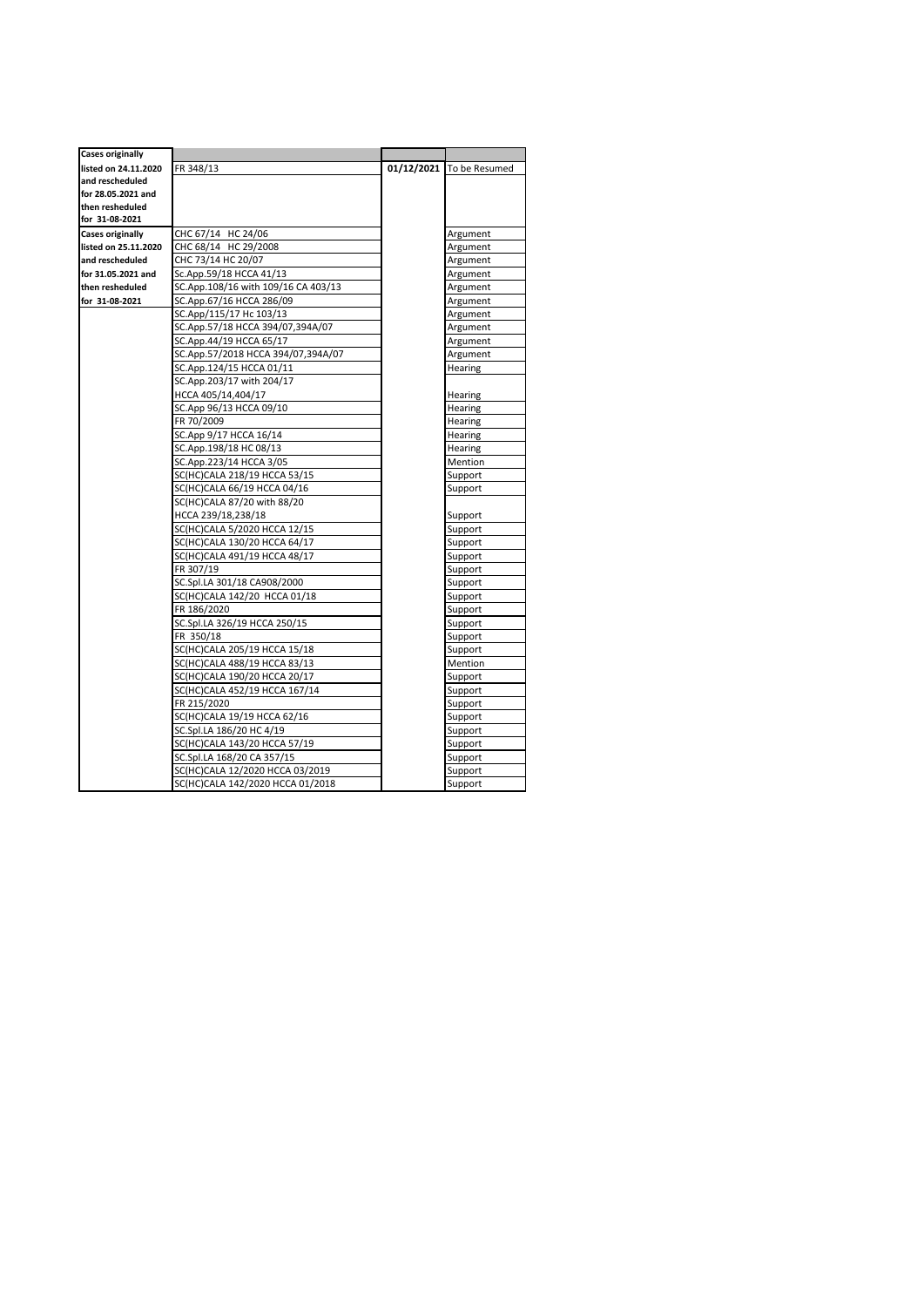| | | | |
|---|---|---|---|
| Cases originally listed on 24.11.2020 and rescheduled for 28.05.2021 and then resheduled for 31-08-2021 | FR 348/13 | 01/12/2021 | To be Resumed |
| Cases originally listed on 25.11.2020 and rescheduled for 31.05.2021 and then resheduled for 31-08-2021 | CHC 67/14 HC 24/06 | | Argument |
| | CHC 68/14 HC 29/2008 | | Argument |
| | CHC 73/14 HC 20/07 | | Argument |
| | Sc.App.59/18 HCCA 41/13 | | Argument |
| | SC.App.108/16 with 109/16 CA 403/13 | | Argument |
| | SC.App.67/16 HCCA 286/09 | | Argument |
| | SC.App/115/17 Hc 103/13 | | Argument |
| | SC.App.57/18 HCCA 394/07,394A/07 | | Argument |
| | SC.App.44/19 HCCA 65/17 | | Argument |
| | SC.App.57/2018 HCCA 394/07,394A/07 | | Argument |
| | SC.App.124/15 HCCA 01/11 | | Hearing |
| | SC.App.203/17 with 204/17 HCCA 405/14,404/17 | | Hearing |
| | SC.App 96/13 HCCA 09/10 | | Hearing |
| | FR 70/2009 | | Hearing |
| | SC.App 9/17 HCCA 16/14 | | Hearing |
| | SC.App.198/18 HC 08/13 | | Hearing |
| | SC.App.223/14 HCCA 3/05 | | Mention |
| | SC(HC)CALA 218/19 HCCA 53/15 | | Support |
| | SC(HC)CALA 66/19 HCCA 04/16 | | Support |
| | SC(HC)CALA 87/20 with 88/20 HCCA 239/18,238/18 | | Support |
| | SC(HC)CALA 5/2020 HCCA 12/15 | | Support |
| | SC(HC)CALA 130/20 HCCA 64/17 | | Support |
| | SC(HC)CALA 491/19 HCCA 48/17 | | Support |
| | FR 307/19 | | Support |
| | SC.Spl.LA 301/18 CA908/2000 | | Support |
| | SC(HC)CALA 142/20 HCCA 01/18 | | Support |
| | FR 186/2020 | | Support |
| | SC.Spl.LA 326/19 HCCA 250/15 | | Support |
| | FR 350/18 | | Support |
| | SC(HC)CALA 205/19 HCCA 15/18 | | Support |
| | SC(HC)CALA 488/19 HCCA 83/13 | | Mention |
| | SC(HC)CALA 190/20 HCCA 20/17 | | Support |
| | SC(HC)CALA 452/19 HCCA 167/14 | | Support |
| | FR 215/2020 | | Support |
| | SC(HC)CALA 19/19 HCCA 62/16 | | Support |
| | SC.Spl.LA 186/20 HC 4/19 | | Support |
| | SC(HC)CALA 143/20 HCCA 57/19 | | Support |
| | SC.Spl.LA 168/20 CA 357/15 | | Support |
| | SC(HC)CALA 12/2020 HCCA 03/2019 | | Support |
| | SC(HC)CALA 142/2020 HCCA 01/2018 | | Support |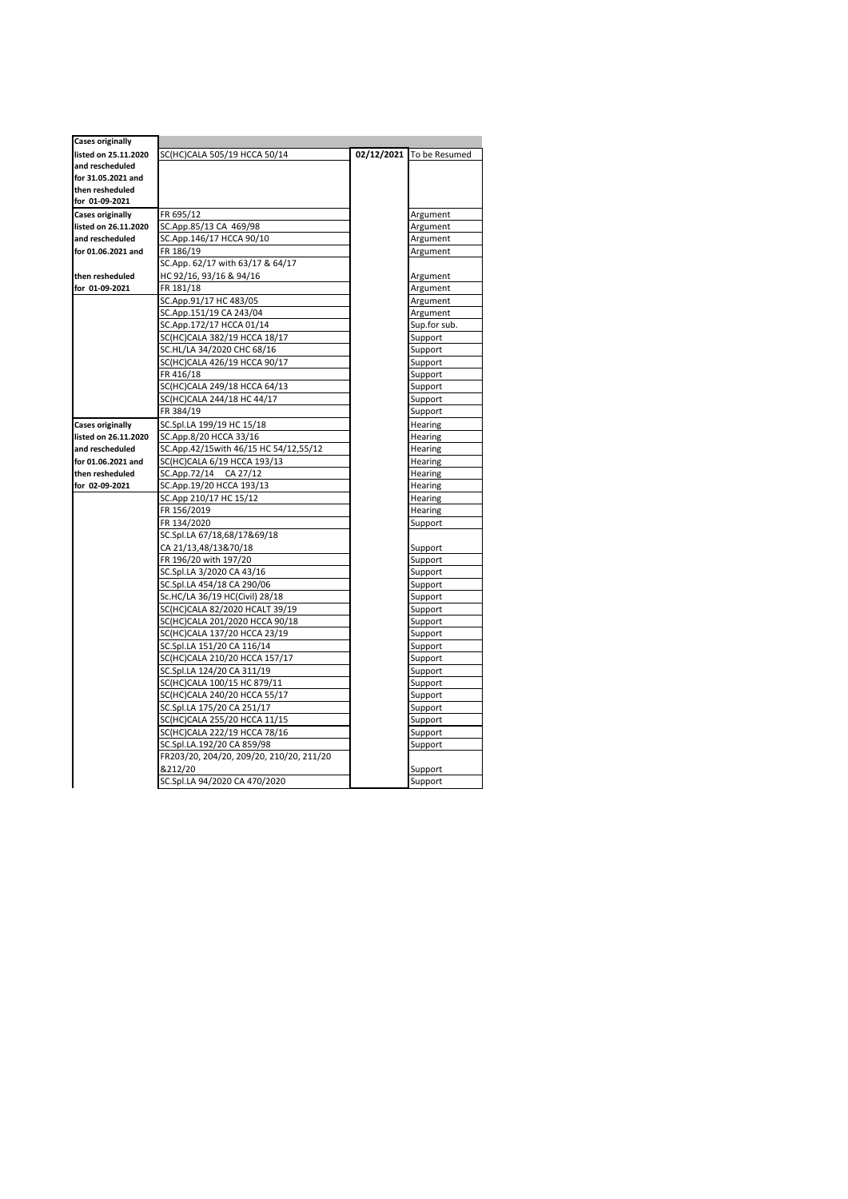| | | | |
|---|---|---|---|
| **Cases originally listed on 25.11.2020 and rescheduled for 31.05.2021 and then resheduled for 01-09-2021** | SC(HC)CALA 505/19 HCCA 50/14 | **02/12/2021** | To be Resumed |
| **Cases originally listed on 26.11.2020 and rescheduled for 01.06.2021 and then resheduled for 01-09-2021** | FR 695/12 | | Argument |
| | SC.App.85/13 CA 469/98 | | Argument |
| | SC.App.146/17 HCCA 90/10 | | Argument |
| | FR 186/19 | | Argument |
| | SC.App. 62/17 with 63/17 & 64/17 HC 92/16, 93/16 & 94/16 | | Argument |
| | FR 181/18 | | Argument |
| | SC.App.91/17 HC 483/05 | | Argument |
| | SC.App.151/19 CA 243/04 | | Argument |
| | SC.App.172/17 HCCA 01/14 | | Sup.for sub. |
| | SC(HC)CALA 382/19 HCCA 18/17 | | Support |
| | SC.HL/LA 34/2020 CHC 68/16 | | Support |
| | SC(HC)CALA 426/19 HCCA 90/17 | | Support |
| | FR 416/18 | | Support |
| | SC(HC)CALA 249/18 HCCA 64/13 | | Support |
| | SC(HC)CALA 244/18 HC 44/17 | | Support |
| | FR 384/19 | | Support |
| **Cases originally listed on 26.11.2020 and rescheduled for 01.06.2021 and then resheduled for 02-09-2021** | SC.Spl.LA 199/19 HC 15/18 | | Hearing |
| | SC.App.8/20 HCCA 33/16 | | Hearing |
| | SC.App.42/15with 46/15 HC 54/12,55/12 | | Hearing |
| | SC(HC)CALA 6/19 HCCA 193/13 | | Hearing |
| | SC.App.72/14 CA 27/12 | | Hearing |
| | SC.App.19/20 HCCA 193/13 | | Hearing |
| | SC.App 210/17 HC 15/12 | | Hearing |
| | FR 156/2019 | | Hearing |
| | FR 134/2020 | | Support |
| | SC.Spl.LA 67/18,68/17&69/18 CA 21/13,48/13&70/18 | | Support |
| | FR 196/20 with 197/20 | | Support |
| | SC.Spl.LA 3/2020 CA 43/16 | | Support |
| | SC.Spl.LA 454/18 CA 290/06 | | Support |
| | Sc.HC/LA 36/19 HC(Civil) 28/18 | | Support |
| | SC(HC)CALA 82/2020 HCALT 39/19 | | Support |
| | SC(HC)CALA 201/2020 HCCA 90/18 | | Support |
| | SC(HC)CALA 137/20 HCCA 23/19 | | Support |
| | SC.Spl.LA 151/20 CA 116/14 | | Support |
| | SC(HC)CALA 210/20 HCCA 157/17 | | Support |
| | SC.Spl.LA 124/20 CA 311/19 | | Support |
| | SC(HC)CALA 100/15 HC 879/11 | | Support |
| | SC(HC)CALA 240/20 HCCA 55/17 | | Support |
| | SC.Spl.LA 175/20 CA 251/17 | | Support |
| | SC(HC)CALA 255/20 HCCA 11/15 | | Support |
| | SC(HC)CALA 222/19 HCCA 78/16 | | Support |
| | SC.Spl.LA.192/20 CA 859/98 | | Support |
| | FR203/20, 204/20, 209/20, 210/20, 211/20 &212/20 | | Support |
| | SC.Spl.LA 94/2020 CA 470/2020 | | Support |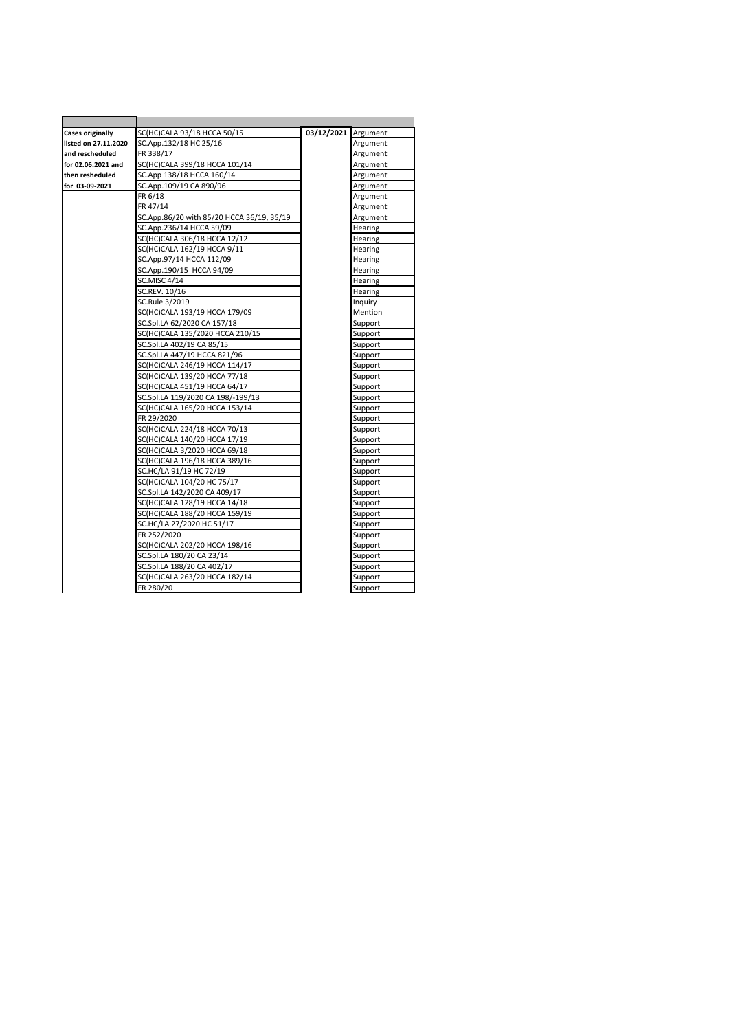| | | | |
|---|---|---|---|
| **Cases originally listed on 27.11.2020 and rescheduled for 02.06.2021 and then resheduled for 03-09-2021** | SC(HC)CALA 93/18 HCCA 50/15 | **03/12/2021** | Argument |
| | SC.App.132/18 HC 25/16 | | Argument |
| | FR 338/17 | | Argument |
| | SC(HC)CALA 399/18 HCCA 101/14 | | Argument |
| | SC.App 138/18 HCCA 160/14 | | Argument |
| | SC.App.109/19 CA 890/96 | | Argument |
| | FR 6/18 | | Argument |
| | FR 47/14 | | Argument |
| | SC.App.86/20 with 85/20 HCCA 36/19, 35/19 | | Argument |
| | SC.App.236/14 HCCA 59/09 | | Hearing |
| | SC(HC)CALA 306/18 HCCA 12/12 | | Hearing |
| | SC(HC)CALA 162/19 HCCA 9/11 | | Hearing |
| | SC.App.97/14 HCCA 112/09 | | Hearing |
| | SC.App.190/15 HCCA 94/09 | | Hearing |
| | SC.MISC 4/14 | | Hearing |
| | SC.REV. 10/16 | | Hearing |
| | SC.Rule 3/2019 | | Inquiry |
| | SC(HC)CALA 193/19 HCCA 179/09 | | Mention |
| | SC.Spl.LA 62/2020 CA 157/18 | | Support |
| | SC(HC)CALA 135/2020 HCCA 210/15 | | Support |
| | SC.Spl.LA 402/19 CA 85/15 | | Support |
| | SC.Spl.LA 447/19 HCCA 821/96 | | Support |
| | SC(HC)CALA 246/19 HCCA 114/17 | | Support |
| | SC(HC)CALA 139/20 HCCA 77/18 | | Support |
| | SC(HC)CALA 451/19 HCCA 64/17 | | Support |
| | SC.Spl.LA 119/2020 CA 198/-199/13 | | Support |
| | SC(HC)CALA 165/20 HCCA 153/14 | | Support |
| | FR 29/2020 | | Support |
| | SC(HC)CALA 224/18 HCCA 70/13 | | Support |
| | SC(HC)CALA 140/20 HCCA 17/19 | | Support |
| | SC(HC)CALA 3/2020 HCCA 69/18 | | Support |
| | SC(HC)CALA 196/18 HCCA 389/16 | | Support |
| | SC.HC/LA 91/19 HC 72/19 | | Support |
| | SC(HC)CALA 104/20 HC 75/17 | | Support |
| | SC.Spl.LA 142/2020 CA 409/17 | | Support |
| | SC(HC)CALA 128/19 HCCA 14/18 | | Support |
| | SC(HC)CALA 188/20 HCCA 159/19 | | Support |
| | SC.HC/LA 27/2020 HC 51/17 | | Support |
| | FR 252/2020 | | Support |
| | SC(HC)CALA 202/20 HCCA 198/16 | | Support |
| | SC.Spl.LA 180/20 CA 23/14 | | Support |
| | SC.Spl.LA 188/20 CA 402/17 | | Support |
| | SC(HC)CALA 263/20 HCCA 182/14 | | Support |
| | FR 280/20 | | Support |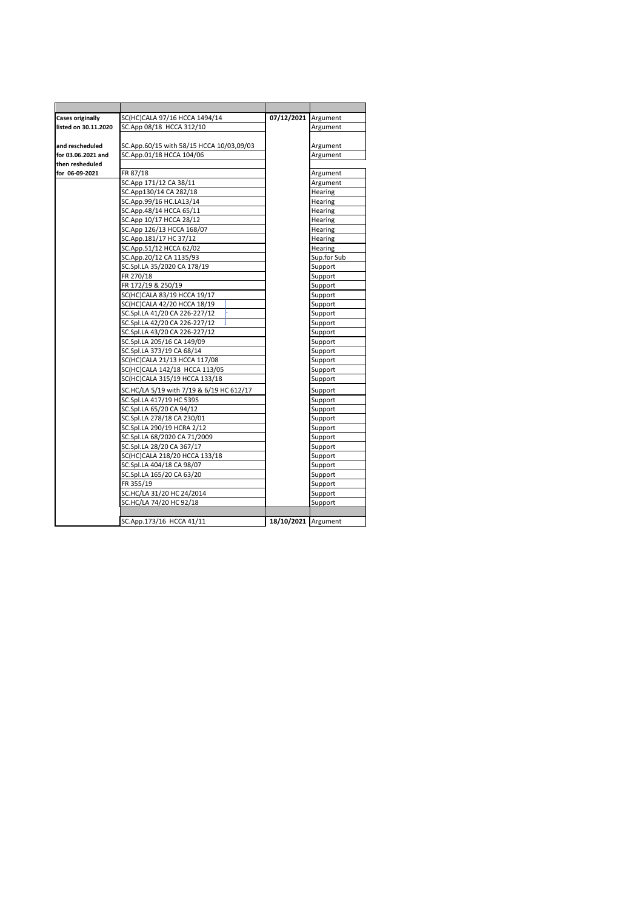| | | | |
|---|---|---|---|
| Cases originally | SC(HC)CALA 97/16 HCCA 1494/14 | 07/12/2021 | Argument |
| listed on 30.11.2020 | SC.App 08/18 HCCA 312/10 | | Argument |
| | | | |
| and rescheduled | SC.App.60/15 with 58/15 HCCA 10/03,09/03 | | Argument |
| for 03.06.2021 and | SC.App.01/18 HCCA 104/06 | | Argument |
| then resheduled | | | |
| for 06-09-2021 | FR 87/18 | | Argument |
| | SC.App 171/12 CA 38/11 | | Argument |
| | SC.App130/14 CA 282/18 | | Hearing |
| | SC.App.99/16 HC.LA13/14 | | Hearing |
| | SC.App.48/14 HCCA 65/11 | | Hearing |
| | SC.App 10/17 HCCA 28/12 | | Hearing |
| | SC.App 126/13 HCCA 168/07 | | Hearing |
| | SC.App.181/17 HC 37/12 | | Hearing |
| | SC.App.51/12 HCCA 62/02 | | Hearing |
| | SC.App.20/12 CA 1135/93 | | Sup.for Sub |
| | SC.Spl.LA 35/2020 CA 178/19 | | Support |
| | FR 270/18 | | Support |
| | FR 172/19 & 250/19 | | Support |
| | SC(HC)CALA 83/19 HCCA 19/17 | | Support |
| | SC(HC)CALA 42/20 HCCA 18/19 | | Support |
| | SC.Spl.LA 41/20 CA 226-227/12 | | Support |
| | SC.Spl.LA 42/20 CA 226-227/12 | | Support |
| | SC.Spl.LA 43/20 CA 226-227/12 | | Support |
| | SC.Spl.LA 205/16 CA 149/09 | | Support |
| | SC.Spl.LA 373/19 CA 68/14 | | Support |
| | SC(HC)CALA 21/13 HCCA 117/08 | | Support |
| | SC(HC)CALA 142/18 HCCA 113/05 | | Support |
| | SC(HC)CALA 315/19 HCCA 133/18 | | Support |
| | SC.HC/LA 5/19 with 7/19 & 6/19 HC 612/17 | | Support |
| | SC.Spl.LA 417/19 HC 5395 | | Support |
| | SC.Spl.LA 65/20 CA 94/12 | | Support |
| | SC.Spl.LA 278/18 CA 230/01 | | Support |
| | SC.Spl.LA 290/19 HCRA 2/12 | | Support |
| | SC.Spl.LA 68/2020 CA 71/2009 | | Support |
| | SC.Spl.LA 28/20 CA 367/17 | | Support |
| | SC(HC)CALA 218/20 HCCA 133/18 | | Support |
| | SC.Spl.LA 404/18 CA 98/07 | | Support |
| | SC.Spl.LA 165/20 CA 63/20 | | Support |
| | FR 355/19 | | Support |
| | SC.HC/LA 31/20 HC 24/2014 | | Support |
| | SC.HC/LA 74/20 HC 92/18 | | Support |
| | | | |
| | SC.App.173/16 HCCA 41/11 | 18/10/2021 | Argument |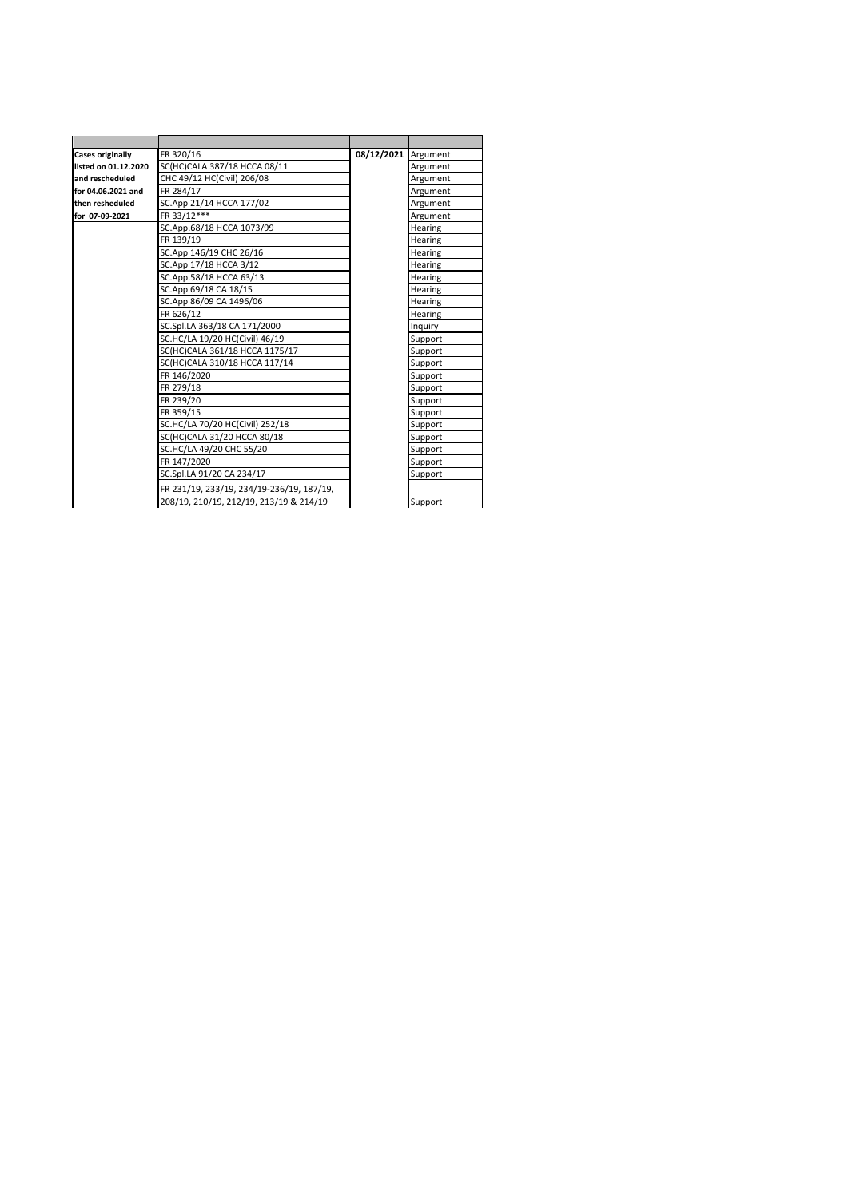| | | | |
|---|---|---|---|
| **Cases originally listed on 01.12.2020 and rescheduled for 04.06.2021 and then resheduled for 07-09-2021** | FR 320/16 | **08/12/2021** | Argument |
| | SC(HC)CALA 387/18 HCCA 08/11 | | Argument |
| | CHC 49/12 HC(Civil) 206/08 | | Argument |
| | FR 284/17 | | Argument |
| | SC.App 21/14 HCCA 177/02 | | Argument |
| | FR 33/12*** | | Argument |
| | SC.App.68/18 HCCA 1073/99 | | Hearing |
| | FR 139/19 | | Hearing |
| | SC.App 146/19 CHC 26/16 | | Hearing |
| | SC.App 17/18 HCCA 3/12 | | Hearing |
| | SC.App.58/18 HCCA 63/13 | | Hearing |
| | SC.App 69/18 CA 18/15 | | Hearing |
| | SC.App 86/09 CA 1496/06 | | Hearing |
| | FR 626/12 | | Hearing |
| | SC.Spl.LA 363/18 CA 171/2000 | | Inquiry |
| | SC.HC/LA 19/20 HC(Civil) 46/19 | | Support |
| | SC(HC)CALA 361/18 HCCA 1175/17 | | Support |
| | SC(HC)CALA 310/18 HCCA 117/14 | | Support |
| | FR 146/2020 | | Support |
| | FR 279/18 | | Support |
| | FR 239/20 | | Support |
| | FR 359/15 | | Support |
| | SC.HC/LA 70/20 HC(Civil) 252/18 | | Support |
| | SC(HC)CALA 31/20 HCCA 80/18 | | Support |
| | SC.HC/LA 49/20 CHC 55/20 | | Support |
| | FR 147/2020 | | Support |
| | SC.Spl.LA 91/20 CA 234/17 | | Support |
| | FR 231/19, 233/19, 234/19-236/19, 187/19, 208/19, 210/19, 212/19, 213/19 & 214/19 | | Support |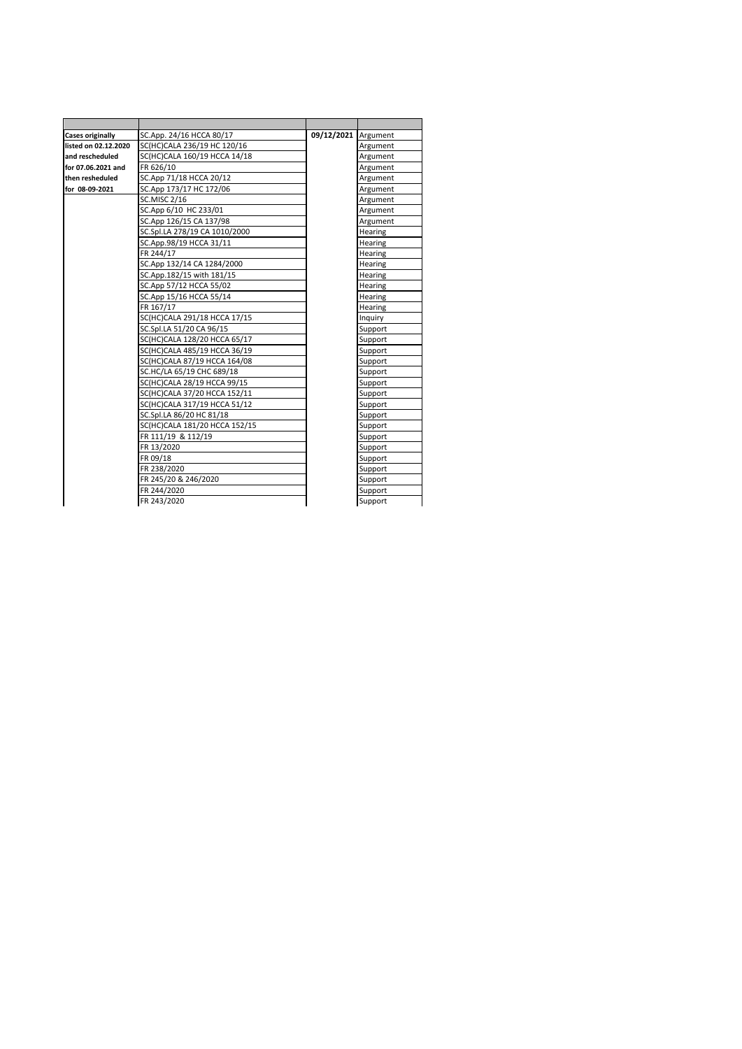| | | | |
|---|---|---|---|
| **Cases originally listed on 02.12.2020 and rescheduled for 07.06.2021 and then resheduled for 08-09-2021** | SC.App. 24/16 HCCA 80/17 | **09/12/2021** | Argument |
| | SC(HC)CALA 236/19 HC 120/16 | | Argument |
| | SC(HC)CALA 160/19 HCCA 14/18 | | Argument |
| | FR 626/10 | | Argument |
| | SC.App 71/18 HCCA 20/12 | | Argument |
| | SC.App 173/17 HC 172/06 | | Argument |
| | SC.MISC 2/16 | | Argument |
| | SC.App 6/10 HC 233/01 | | Argument |
| | SC.App 126/15 CA 137/98 | | Argument |
| | SC.Spl.LA 278/19 CA 1010/2000 | | Hearing |
| | SC.App.98/19 HCCA 31/11 | | Hearing |
| | FR 244/17 | | Hearing |
| | SC.App 132/14 CA 1284/2000 | | Hearing |
| | SC.App.182/15 with 181/15 | | Hearing |
| | SC.App 57/12 HCCA 55/02 | | Hearing |
| | SC.App 15/16 HCCA 55/14 | | Hearing |
| | FR 167/17 | | Hearing |
| | SC(HC)CALA 291/18 HCCA 17/15 | | Inquiry |
| | SC.Spl.LA 51/20 CA 96/15 | | Support |
| | SC(HC)CALA 128/20 HCCA 65/17 | | Support |
| | SC(HC)CALA 485/19 HCCA 36/19 | | Support |
| | SC(HC)CALA 87/19 HCCA 164/08 | | Support |
| | SC.HC/LA 65/19 CHC 689/18 | | Support |
| | SC(HC)CALA 28/19 HCCA 99/15 | | Support |
| | SC(HC)CALA 37/20 HCCA 152/11 | | Support |
| | SC(HC)CALA 317/19 HCCA 51/12 | | Support |
| | SC.Spl.LA 86/20 HC 81/18 | | Support |
| | SC(HC)CALA 181/20 HCCA 152/15 | | Support |
| | FR 111/19 & 112/19 | | Support |
| | FR 13/2020 | | Support |
| | FR 09/18 | | Support |
| | FR 238/2020 | | Support |
| | FR 245/20 & 246/2020 | | Support |
| | FR 244/2020 | | Support |
| | FR 243/2020 | | Support |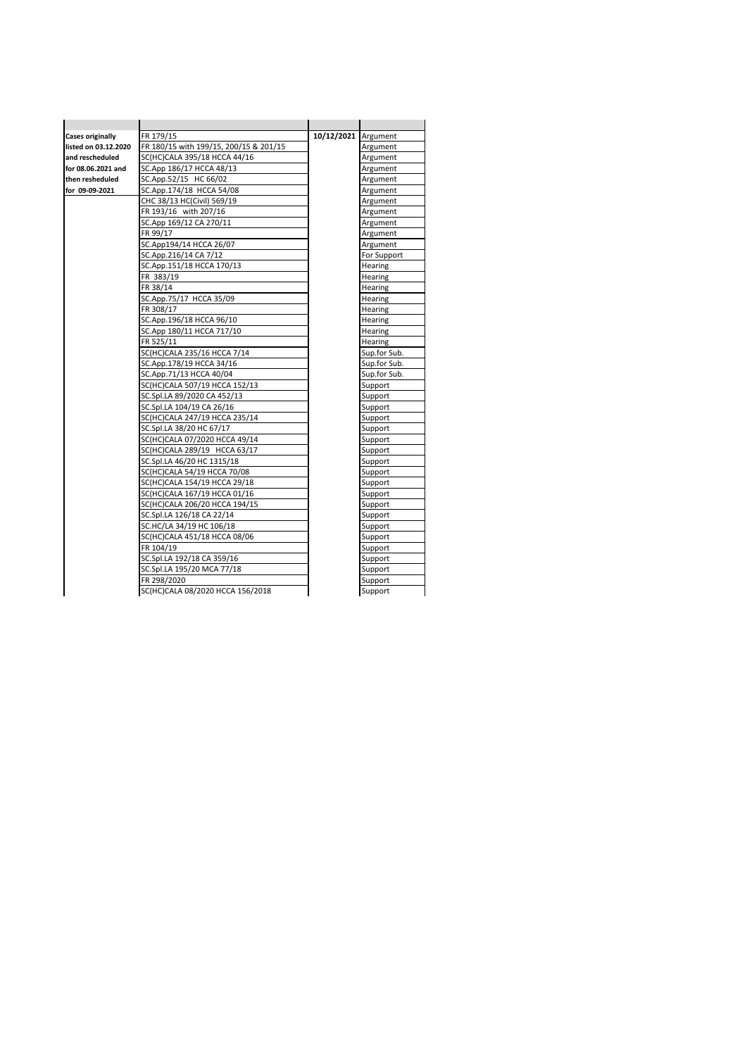| | | | |
|---|---|---|---|
| Cases originally listed on 03.12.2020 and rescheduled for 08.06.2021 and then resheduled for 09-09-2021 | FR 179/15 | 10/12/2021 | Argument |
| | FR 180/15 with 199/15, 200/15 & 201/15 | | Argument |
| | SC(HC)CALA 395/18 HCCA 44/16 | | Argument |
| | SC.App 186/17 HCCA 48/13 | | Argument |
| | SC.App.52/15 HC 66/02 | | Argument |
| | SC.App.174/18 HCCA 54/08 | | Argument |
| | CHC 38/13 HC(Civil) 569/19 | | Argument |
| | FR 193/16 with 207/16 | | Argument |
| | SC.App 169/12 CA 270/11 | | Argument |
| | FR 99/17 | | Argument |
| | SC.App194/14 HCCA 26/07 | | Argument |
| | SC.App.216/14 CA 7/12 | | For Support |
| | SC.App.151/18 HCCA 170/13 | | Hearing |
| | FR 383/19 | | Hearing |
| | FR 38/14 | | Hearing |
| | SC.App.75/17 HCCA 35/09 | | Hearing |
| | FR 308/17 | | Hearing |
| | SC.App.196/18 HCCA 96/10 | | Hearing |
| | SC.App 180/11 HCCA 717/10 | | Hearing |
| | FR 525/11 | | Hearing |
| | SC(HC)CALA 235/16 HCCA 7/14 | | Sup.for Sub. |
| | SC.App.178/19 HCCA 34/16 | | Sup.for Sub. |
| | SC.App.71/13 HCCA 40/04 | | Sup.for Sub. |
| | SC(HC)CALA 507/19 HCCA 152/13 | | Support |
| | SC.Spl.LA 89/2020 CA 452/13 | | Support |
| | SC.Spl.LA 104/19 CA 26/16 | | Support |
| | SC(HC)CALA 247/19 HCCA 235/14 | | Support |
| | SC.Spl.LA 38/20 HC 67/17 | | Support |
| | SC(HC)CALA 07/2020 HCCA 49/14 | | Support |
| | SC(HC)CALA 289/19 HCCA 63/17 | | Support |
| | SC.Spl.LA 46/20 HC 1315/18 | | Support |
| | SC(HC)CALA 54/19 HCCA 70/08 | | Support |
| | SC(HC)CALA 154/19 HCCA 29/18 | | Support |
| | SC(HC)CALA 167/19 HCCA 01/16 | | Support |
| | SC(HC)CALA 206/20 HCCA 194/15 | | Support |
| | SC.Spl.LA 126/18 CA 22/14 | | Support |
| | SC.HC/LA 34/19 HC 106/18 | | Support |
| | SC(HC)CALA 451/18 HCCA 08/06 | | Support |
| | FR 104/19 | | Support |
| | SC.Spl.LA 192/18 CA 359/16 | | Support |
| | SC.Spl.LA 195/20 MCA 77/18 | | Support |
| | FR 298/2020 | | Support |
| | SC(HC)CALA 08/2020 HCCA 156/2018 | | Support |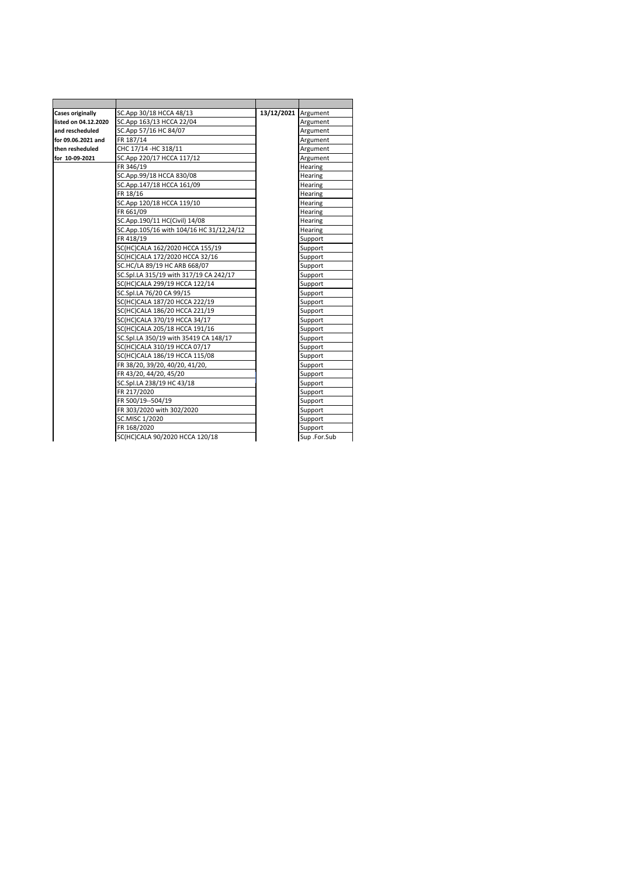| | | | |
|---|---|---|---|
| **Cases originally listed on 04.12.2020 and rescheduled for 09.06.2021 and then resheduled for 10-09-2021** | SC.App 30/18 HCCA 48/13 | **13/12/2021** | Argument |
| | SC.App 163/13 HCCA 22/04 | | Argument |
| | SC.App 57/16 HC 84/07 | | Argument |
| | FR 187/14 | | Argument |
| | CHC 17/14 -HC 318/11 | | Argument |
| | SC.App 220/17 HCCA 117/12 | | Argument |
| | FR 346/19 | | Hearing |
| | SC.App.99/18 HCCA 830/08 | | Hearing |
| | SC.App.147/18 HCCA 161/09 | | Hearing |
| | FR 18/16 | | Hearing |
| | SC.App 120/18 HCCA 119/10 | | Hearing |
| | FR 661/09 | | Hearing |
| | SC.App.190/11 HC(Civil) 14/08 | | Hearing |
| | SC.App.105/16 with 104/16 HC 31/12,24/12 | | Hearing |
| | FR 418/19 | | Support |
| | SC(HC)CALA 162/2020 HCCA 155/19 | | Support |
| | SC(HC)CALA 172/2020 HCCA 32/16 | | Support |
| | SC.HC/LA 89/19 HC ARB 668/07 | | Support |
| | SC.Spl.LA 315/19 with 317/19 CA 242/17 | | Support |
| | SC(HC)CALA 299/19 HCCA 122/14 | | Support |
| | SC.Spl.LA 76/20 CA 99/15 | | Support |
| | SC(HC)CALA 187/20 HCCA 222/19 | | Support |
| | SC(HC)CALA 186/20 HCCA 221/19 | | Support |
| | SC(HC)CALA 370/19 HCCA 34/17 | | Support |
| | SC(HC)CALA 205/18 HCCA 191/16 | | Support |
| | SC.Spl.LA 350/19 with 35419 CA 148/17 | | Support |
| | SC(HC)CALA 310/19 HCCA 07/17 | | Support |
| | SC(HC)CALA 186/19 HCCA 115/08 | | Support |
| | FR 38/20, 39/20, 40/20, 41/20, | | Support |
| | FR 43/20, 44/20, 45/20 | | Support |
| | SC.Spl.LA 238/19 HC 43/18 | | Support |
| | FR 217/2020 | | Support |
| | FR 500/19--504/19 | | Support |
| | FR 303/2020 with 302/2020 | | Support |
| | SC.MISC 1/2020 | | Support |
| | FR 168/2020 | | Support |
| | SC(HC)CALA 90/2020 HCCA 120/18 | | Sup .For.Sub |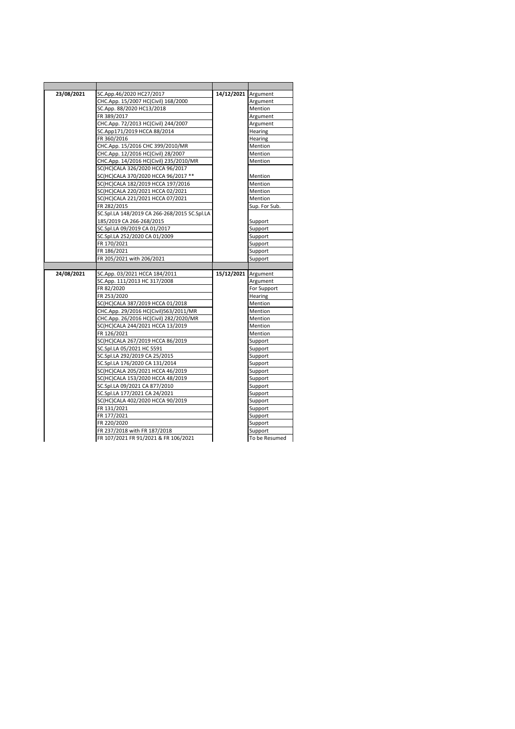| | | | |
|---|---|---|---|
| **23/08/2021** | SC.App.46/2020 HC27/2017 | **14/12/2021** | Argument |
| | CHC.App. 15/2007 HC(Civil) 168/2000 | | Argument |
| | SC.App. 88/2020 HC13/2018 | | Mention |
| | FR 389/2017 | | Argument |
| | CHC.App. 72/2013 HC(Civil) 244/2007 | | Argument |
| | SC.App171/2019 HCCA 88/2014 | | Hearing |
| | FR 360/2016 | | Hearing |
| | CHC.App. 15/2016 CHC 399/2010/MR | | Mention |
| | CHC.App. 12/2016 HC(Civil) 28/2007 | | Mention |
| | CHC.App. 14/2016 HC(Civil) 235/2010/MR | | Mention |
| | SC(HC)CALA 326/2020 HCCA 96/2017 SC(HC)CALA 370/2020 HCCA 96/2017 ** | | Mention |
| | SC(HC)CALA 182/2019 HCCA 197/2016 | | Mention |
| | SC(HC)CALA 220/2021 HCCA 02/2021 | | Mention |
| | SC(HC)CALA 221/2021 HCCA 07/2021 | | Mention |
| | FR 282/2015 | | Sup. For Sub. |
| | SC.Spl.LA 148/2019 CA 266-268/2015 SC.Spl.LA 185/2019 CA 266-268/2015 | | Support |
| | SC.Spl.LA 09/2019 CA 01/2017 | | Support |
| | SC.Spl.LA 252/2020 CA 01/2009 | | Support |
| | FR 170/2021 | | Support |
| | FR 186/2021 | | Support |
| | FR 205/2021 with 206/2021 | | Support |
| | | | |
| **24/08/2021** | SC.App. 03/2021 HCCA 184/2011 | **15/12/2021** | Argument |
| | SC.App. 111/2013 HC 317/2008 | | Argument |
| | FR 82/2020 | | For Support |
| | FR 253/2020 | | Hearing |
| | SC(HC)CALA 387/2019 HCCA 01/2018 | | Mention |
| | CHC.App. 29/2016 HC(Civil)563/2011/MR | | Mention |
| | CHC.App. 26/2016 HC(Civil) 282/2020/MR | | Mention |
| | SC(HC)CALA 244/2021 HCCA 13/2019 | | Mention |
| | FR 126/2021 | | Mention |
| | SC(HC)CALA 267/2019 HCCA 86/2019 | | Support |
| | SC.Spl.LA 05/2021 HC 5591 | | Support |
| | SC.Spl.LA 292/2019 CA 25/2015 | | Support |
| | SC.Spl.LA 176/2020 CA 131/2014 | | Support |
| | SC(HC)CALA 205/2021 HCCA 46/2019 | | Support |
| | SC(HC)CALA 153/2020 HCCA 48/2019 | | Support |
| | SC.Spl.LA 09/2021 CA 877/2010 | | Support |
| | SC.Spl.LA 177/2021 CA 24/2021 | | Support |
| | SC(HC)CALA 402/2020 HCCA 90/2019 | | Support |
| | FR 131/2021 | | Support |
| | FR 177/2021 | | Support |
| | FR 220/2020 | | Support |
| | FR 237/2018 with FR 187/2018 | | Support |
| | FR 107/2021 FR 91/2021 & FR 106/2021 | | To be Resumed |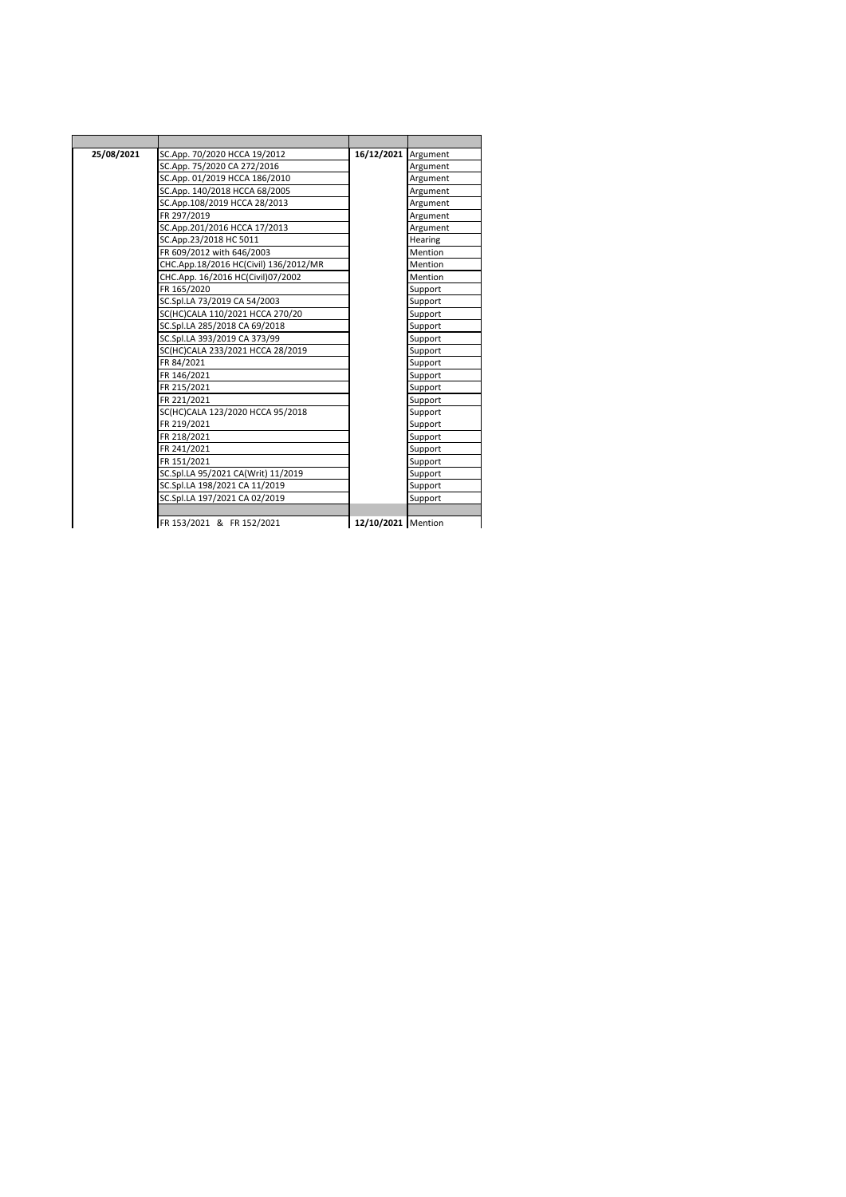| | | | |
|---|---|---|---|
| 25/08/2021 | SC.App. 70/2020 HCCA 19/2012 | 16/12/2021 | Argument |
| | SC.App. 75/2020 CA 272/2016 | | Argument |
| | SC.App. 01/2019 HCCA 186/2010 | | Argument |
| | SC.App. 140/2018 HCCA 68/2005 | | Argument |
| | SC.App.108/2019 HCCA 28/2013 | | Argument |
| | FR 297/2019 | | Argument |
| | SC.App.201/2016 HCCA 17/2013 | | Argument |
| | SC.App.23/2018 HC 5011 | | Hearing |
| | FR 609/2012 with 646/2003 | | Mention |
| | CHC.App.18/2016 HC(Civil) 136/2012/MR | | Mention |
| | CHC.App. 16/2016 HC(Civil)07/2002 | | Mention |
| | FR 165/2020 | | Support |
| | SC.Spl.LA 73/2019 CA 54/2003 | | Support |
| | SC(HC)CALA 110/2021 HCCA 270/20 | | Support |
| | SC.Spl.LA 285/2018 CA 69/2018 | | Support |
| | SC.Spl.LA 393/2019 CA 373/99 | | Support |
| | SC(HC)CALA 233/2021 HCCA 28/2019 | | Support |
| | FR 84/2021 | | Support |
| | FR 146/2021 | | Support |
| | FR 215/2021 | | Support |
| | FR 221/2021 | | Support |
| | SC(HC)CALA 123/2020 HCCA 95/2018 | | Support |
| | FR 219/2021 | | Support |
| | FR 218/2021 | | Support |
| | FR 241/2021 | | Support |
| | FR 151/2021 | | Support |
| | SC.Spl.LA 95/2021 CA(Writ) 11/2019 | | Support |
| | SC.Spl.LA 198/2021 CA 11/2019 | | Support |
| | SC.Spl.LA 197/2021 CA 02/2019 | | Support |
| | | | |
| | FR 153/2021 & FR 152/2021 | 12/10/2021 | Mention |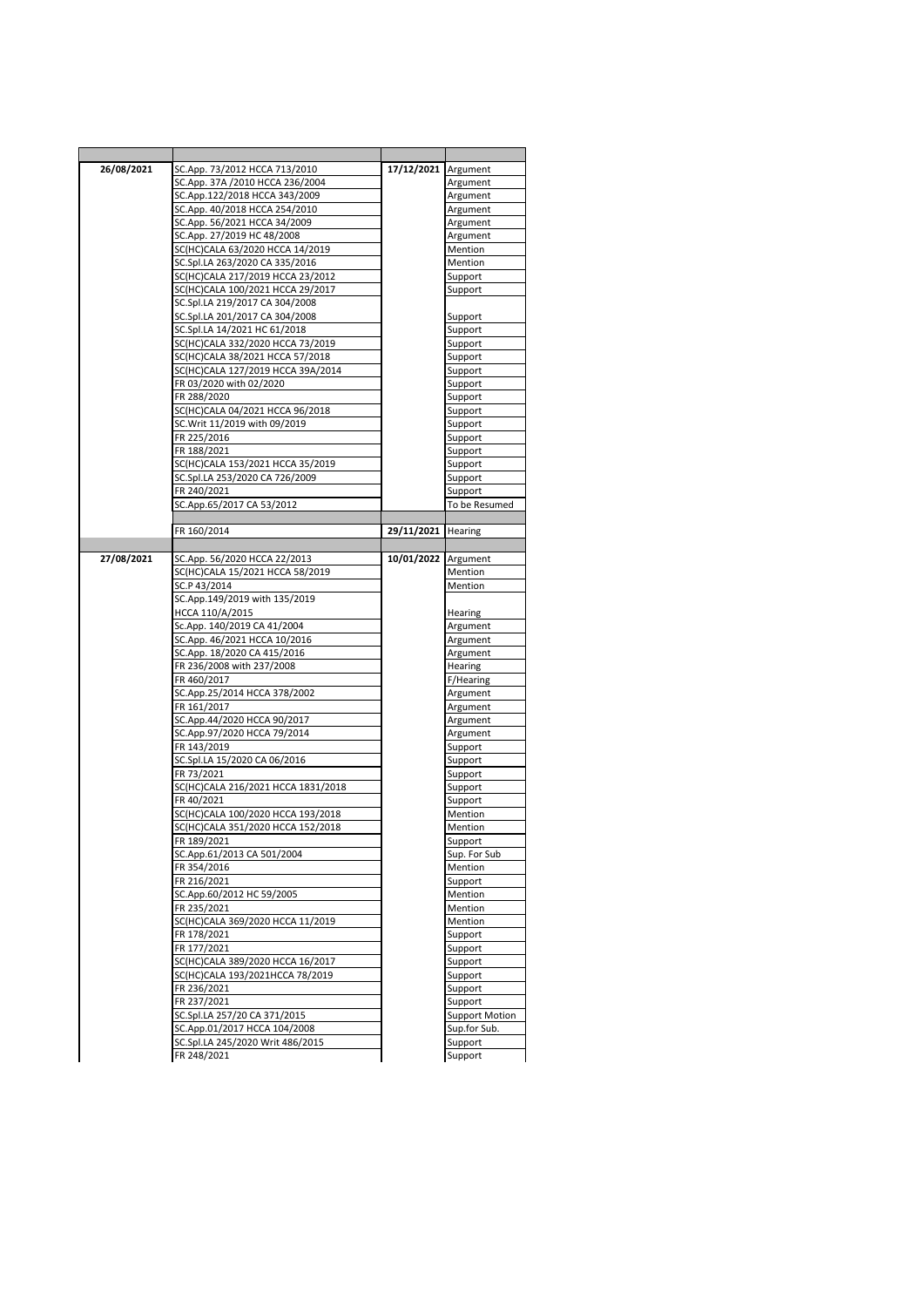| | | | |
|---|---|---|---|
| **26/08/2021** | SC.App. 73/2012 HCCA 713/2010 | **17/12/2021** | Argument |
| | SC.App. 37A /2010 HCCA 236/2004 | | Argument |
| | SC.App.122/2018 HCCA 343/2009 | | Argument |
| | SC.App. 40/2018 HCCA 254/2010 | | Argument |
| | SC.App. 56/2021 HCCA 34/2009 | | Argument |
| | SC.App. 27/2019 HC 48/2008 | | Argument |
| | SC(HC)CALA 63/2020 HCCA 14/2019 | | Mention |
| | SC.Spl.LA 263/2020 CA 335/2016 | | Mention |
| | SC(HC)CALA 217/2019 HCCA 23/2012 | | Support |
| | SC(HC)CALA 100/2021 HCCA 29/2017 | | Support |
| | SC.Spl.LA 219/2017 CA 304/2008 | | |
| | SC.Spl.LA 201/2017 CA 304/2008 | | Support |
| | SC.Spl.LA 14/2021 HC 61/2018 | | Support |
| | SC(HC)CALA 332/2020 HCCA 73/2019 | | Support |
| | SC(HC)CALA 38/2021 HCCA 57/2018 | | Support |
| | SC(HC)CALA 127/2019 HCCA 39A/2014 | | Support |
| | FR 03/2020 with 02/2020 | | Support |
| | FR 288/2020 | | Support |
| | SC(HC)CALA 04/2021 HCCA 96/2018 | | Support |
| | SC.Writ 11/2019 with 09/2019 | | Support |
| | FR 225/2016 | | Support |
| | FR 188/2021 | | Support |
| | SC(HC)CALA 153/2021 HCCA 35/2019 | | Support |
| | SC.Spl.LA 253/2020 CA 726/2009 | | Support |
| | FR 240/2021 | | Support |
| | SC.App.65/2017 CA 53/2012 | | To be Resumed |
| | | | |
| | FR 160/2014 | **29/11/2021** | Hearing |
| | | | |
| **27/08/2021** | SC.App. 56/2020 HCCA 22/2013 | **10/01/2022** | Argument |
| | SC(HC)CALA 15/2021 HCCA 58/2019 | | Mention |
| | SC.P 43/2014 | | Mention |
| | SC.App.149/2019 with 135/2019 HCCA 110/A/2015 | | Hearing |
| | Sc.App. 140/2019 CA 41/2004 | | Argument |
| | SC.App. 46/2021 HCCA 10/2016 | | Argument |
| | SC.App. 18/2020 CA 415/2016 | | Argument |
| | FR 236/2008 with 237/2008 | | Hearing |
| | FR 460/2017 | | F/Hearing |
| | SC.App.25/2014 HCCA 378/2002 | | Argument |
| | FR 161/2017 | | Argument |
| | SC.App.44/2020 HCCA 90/2017 | | Argument |
| | SC.App.97/2020 HCCA 79/2014 | | Argument |
| | FR 143/2019 | | Support |
| | SC.Spl.LA 15/2020 CA 06/2016 | | Support |
| | FR 73/2021 | | Support |
| | SC(HC)CALA 216/2021 HCCA 1831/2018 | | Support |
| | FR 40/2021 | | Support |
| | SC(HC)CALA 100/2020 HCCA 193/2018 | | Mention |
| | SC(HC)CALA 351/2020 HCCA 152/2018 | | Mention |
| | FR 189/2021 | | Support |
| | SC.App.61/2013 CA 501/2004 | | Sup. For Sub |
| | FR 354/2016 | | Mention |
| | FR 216/2021 | | Support |
| | SC.App.60/2012 HC 59/2005 | | Mention |
| | FR 235/2021 | | Mention |
| | SC(HC)CALA 369/2020 HCCA 11/2019 | | Mention |
| | FR 178/2021 | | Support |
| | FR 177/2021 | | Support |
| | SC(HC)CALA 389/2020 HCCA 16/2017 | | Support |
| | SC(HC)CALA 193/2021HCCA 78/2019 | | Support |
| | FR 236/2021 | | Support |
| | FR 237/2021 | | Support |
| | SC.Spl.LA 257/20 CA 371/2015 | | Support Motion |
| | SC.App.01/2017 HCCA 104/2008 | | Sup.for Sub. |
| | SC.Spl.LA 245/2020 Writ 486/2015 | | Support |
| | FR 248/2021 | | Support |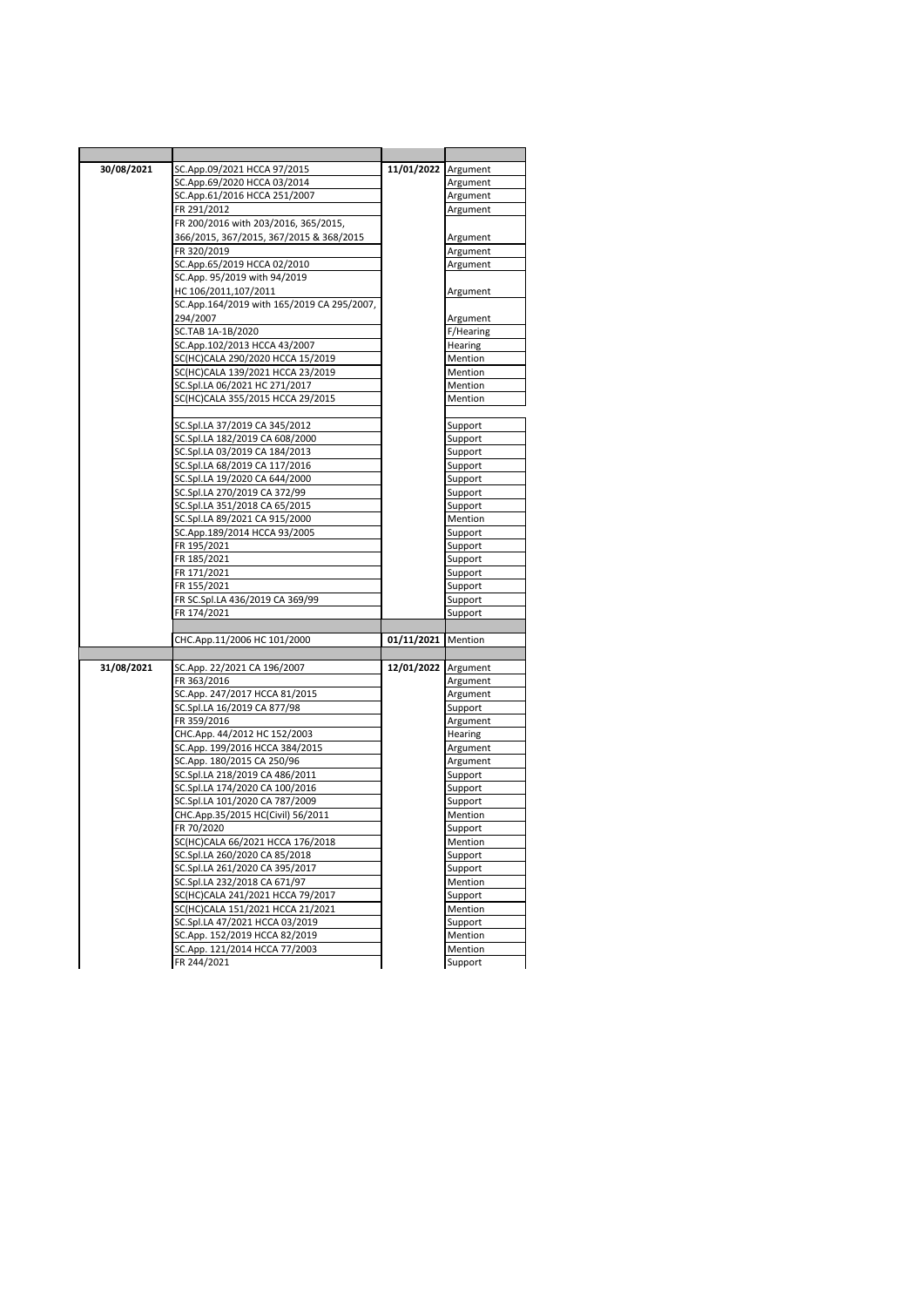| | | | |
|---|---|---|---|
| **30/08/2021** | SC.App.09/2021 HCCA 97/2015 | **11/01/2022** | Argument |
| | SC.App.69/2020 HCCA 03/2014 | | Argument |
| | SC.App.61/2016 HCCA 251/2007 | | Argument |
| | FR 291/2012 | | Argument |
| | FR 200/2016 with 203/2016, 365/2015, 366/2015, 367/2015, 367/2015 & 368/2015 | | Argument |
| | FR 320/2019 | | Argument |
| | SC.App.65/2019 HCCA 02/2010 | | Argument |
| | SC.App. 95/2019 with 94/2019 HC 106/2011,107/2011 | | Argument |
| | SC.App.164/2019 with 165/2019 CA 295/2007, 294/2007 | | Argument |
| | SC.TAB 1A-1B/2020 | | F/Hearing |
| | SC.App.102/2013 HCCA 43/2007 | | Hearing |
| | SC(HC)CALA 290/2020 HCCA 15/2019 | | Mention |
| | SC(HC)CALA 139/2021 HCCA 23/2019 | | Mention |
| | SC.Spl.LA 06/2021 HC 271/2017 | | Mention |
| | SC(HC)CALA 355/2015 HCCA 29/2015 | | Mention |
| | | | |
| | SC.Spl.LA 37/2019 CA 345/2012 | | Support |
| | SC.Spl.LA 182/2019 CA 608/2000 | | Support |
| | SC.Spl.LA 03/2019 CA 184/2013 | | Support |
| | SC.Spl.LA 68/2019 CA 117/2016 | | Support |
| | SC.Spl.LA 19/2020 CA 644/2000 | | Support |
| | SC.Spl.LA 270/2019 CA 372/99 | | Support |
| | SC.Spl.LA 351/2018 CA 65/2015 | | Support |
| | SC.Spl.LA 89/2021 CA 915/2000 | | Mention |
| | SC.App.189/2014 HCCA 93/2005 | | Support |
| | FR 195/2021 | | Support |
| | FR 185/2021 | | Support |
| | FR 171/2021 | | Support |
| | FR 155/2021 | | Support |
| | FR SC.Spl.LA 436/2019 CA 369/99 | | Support |
| | FR 174/2021 | | Support |
| | | | |
| | CHC.App.11/2006 HC 101/2000 | **01/11/2021** | Mention |
| | | | |
| **31/08/2021** | SC.App. 22/2021 CA 196/2007 | **12/01/2022** | Argument |
| | FR 363/2016 | | Argument |
| | SC.App. 247/2017 HCCA 81/2015 | | Argument |
| | SC.Spl.LA 16/2019 CA 877/98 | | Support |
| | FR 359/2016 | | Argument |
| | CHC.App. 44/2012 HC 152/2003 | | Hearing |
| | SC.App. 199/2016 HCCA 384/2015 | | Argument |
| | SC.App. 180/2015 CA 250/96 | | Argument |
| | SC.Spl.LA 218/2019 CA 486/2011 | | Support |
| | SC.Spl.LA 174/2020 CA 100/2016 | | Support |
| | SC.Spl.LA 101/2020 CA 787/2009 | | Support |
| | CHC.App.35/2015 HC(Civil) 56/2011 | | Mention |
| | FR 70/2020 | | Support |
| | SC(HC)CALA 66/2021 HCCA 176/2018 | | Mention |
| | SC.Spl.LA 260/2020 CA 85/2018 | | Support |
| | SC.Spl.LA 261/2020 CA 395/2017 | | Support |
| | SC.Spl.LA 232/2018 CA 671/97 | | Mention |
| | SC(HC)CALA 241/2021 HCCA 79/2017 | | Support |
| | SC(HC)CALA 151/2021 HCCA 21/2021 | | Mention |
| | SC.Spl.LA 47/2021 HCCA 03/2019 | | Support |
| | SC.App. 152/2019 HCCA 82/2019 | | Mention |
| | SC.App. 121/2014 HCCA 77/2003 | | Mention |
| | FR 244/2021 | | Support |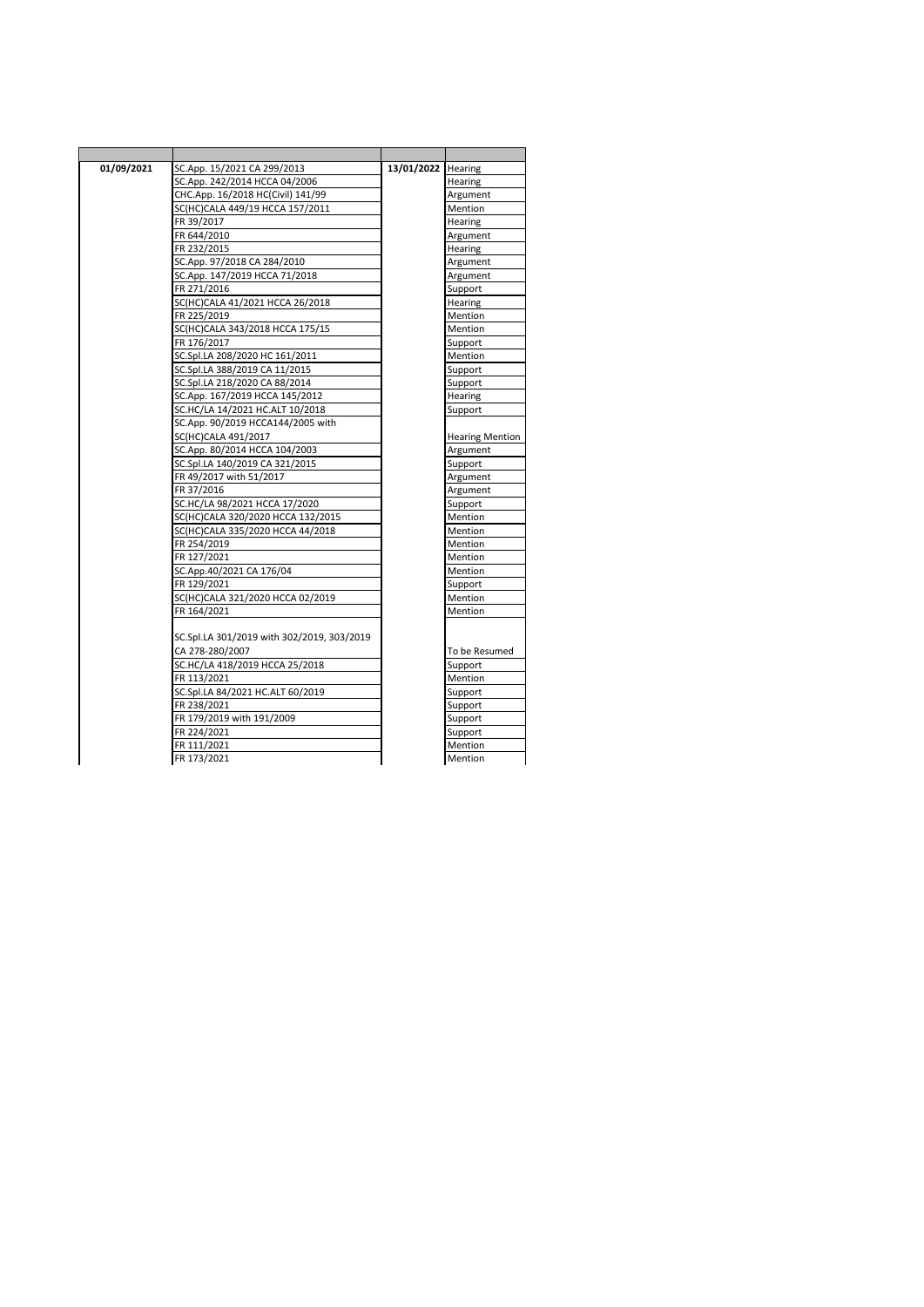| | | | |
|---|---|---|---|
| 01/09/2021 | SC.App. 15/2021 CA 299/2013 | 13/01/2022 | Hearing |
| | SC.App. 242/2014 HCCA 04/2006 | | Hearing |
| | CHC.App. 16/2018 HC(Civil) 141/99 | | Argument |
| | SC(HC)CALA 449/19 HCCA 157/2011 | | Mention |
| | FR 39/2017 | | Hearing |
| | FR 644/2010 | | Argument |
| | FR 232/2015 | | Hearing |
| | SC.App. 97/2018 CA 284/2010 | | Argument |
| | SC.App. 147/2019 HCCA 71/2018 | | Argument |
| | FR 271/2016 | | Support |
| | SC(HC)CALA 41/2021 HCCA 26/2018 | | Hearing |
| | FR 225/2019 | | Mention |
| | SC(HC)CALA 343/2018 HCCA 175/15 | | Mention |
| | FR 176/2017 | | Support |
| | SC.Spl.LA 208/2020 HC 161/2011 | | Mention |
| | SC.Spl.LA 388/2019 CA 11/2015 | | Support |
| | SC.Spl.LA 218/2020 CA 88/2014 | | Support |
| | SC.App. 167/2019 HCCA 145/2012 | | Hearing |
| | SC.HC/LA 14/2021 HC.ALT 10/2018 | | Support |
| | SC.App. 90/2019 HCCA144/2005 with SC(HC)CALA 491/2017 | | Hearing Mention |
| | SC.App. 80/2014 HCCA 104/2003 | | Argument |
| | SC.Spl.LA 140/2019 CA 321/2015 | | Support |
| | FR 49/2017 with 51/2017 | | Argument |
| | FR 37/2016 | | Argument |
| | SC.HC/LA 98/2021 HCCA 17/2020 | | Support |
| | SC(HC)CALA 320/2020 HCCA 132/2015 | | Mention |
| | SC(HC)CALA 335/2020 HCCA 44/2018 | | Mention |
| | FR 254/2019 | | Mention |
| | FR 127/2021 | | Mention |
| | SC.App.40/2021 CA 176/04 | | Mention |
| | FR 129/2021 | | Support |
| | SC(HC)CALA 321/2020 HCCA 02/2019 | | Mention |
| | FR 164/2021 | | Mention |
| | SC.Spl.LA 301/2019 with 302/2019, 303/2019 CA 278-280/2007 | | To be Resumed |
| | SC.HC/LA 418/2019 HCCA 25/2018 | | Support |
| | FR 113/2021 | | Mention |
| | SC.Spl.LA 84/2021 HC.ALT 60/2019 | | Support |
| | FR 238/2021 | | Support |
| | FR 179/2019 with 191/2009 | | Support |
| | FR 224/2021 | | Support |
| | FR 111/2021 | | Mention |
| | FR 173/2021 | | Mention |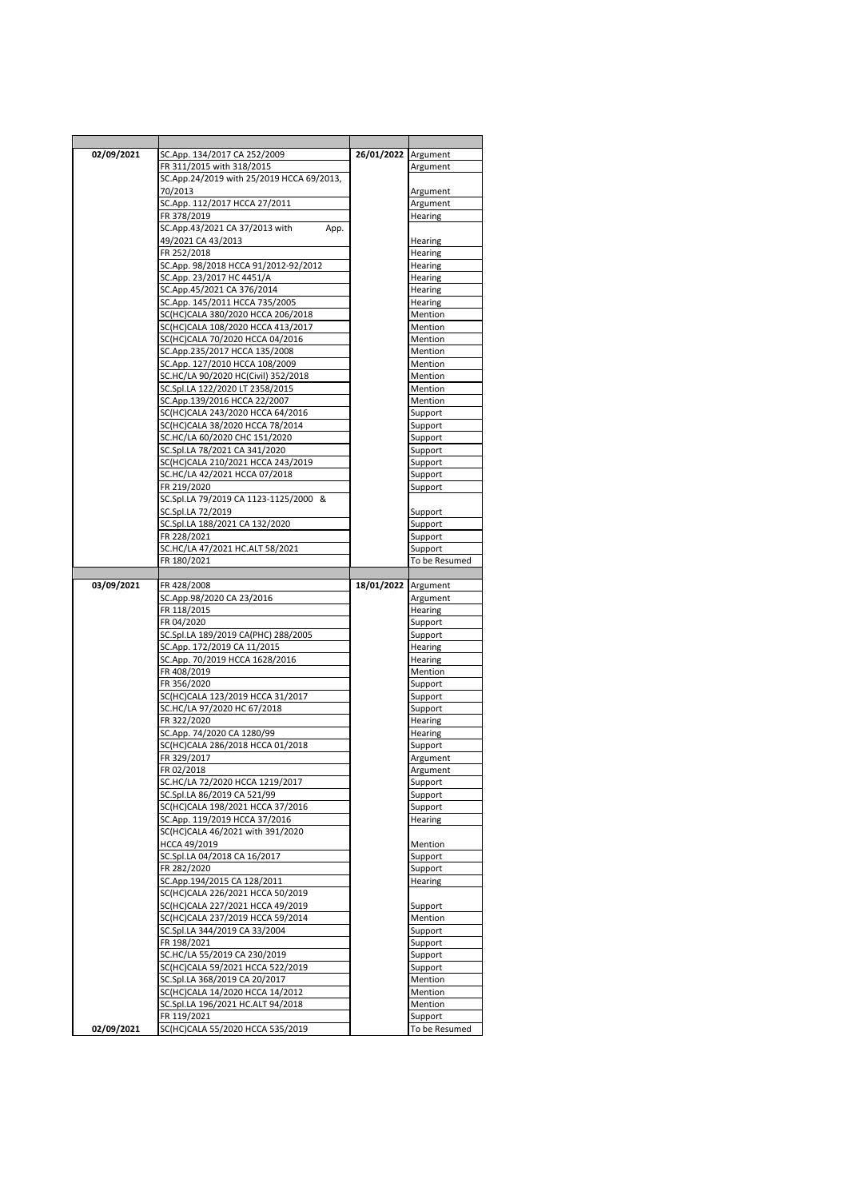| | | | |
|---|---|---|---|
| **02/09/2021** | SC.App. 134/2017 CA 252/2009 | **26/01/2022** | Argument |
| | FR 311/2015 with 318/2015 | | Argument |
| | SC.App.24/2019 with 25/2019 HCCA 69/2013, 70/2013 | | Argument |
| | SC.App. 112/2017 HCCA 27/2011 | | Argument |
| | FR 378/2019 | | Hearing |
| | SC.App.43/2021 CA 37/2013 with App. 49/2021 CA 43/2013 | | Hearing |
| | FR 252/2018 | | Hearing |
| | SC.App. 98/2018 HCCA 91/2012-92/2012 | | Hearing |
| | SC.App. 23/2017 HC 4451/A | | Hearing |
| | SC.App.45/2021 CA 376/2014 | | Hearing |
| | SC.App. 145/2011 HCCA 735/2005 | | Hearing |
| | SC(HC)CALA 380/2020 HCCA 206/2018 | | Mention |
| | SC(HC)CALA 108/2020 HCCA 413/2017 | | Mention |
| | SC(HC)CALA 70/2020 HCCA 04/2016 | | Mention |
| | SC.App.235/2017 HCCA 135/2008 | | Mention |
| | SC.App. 127/2010 HCCA 108/2009 | | Mention |
| | SC.HC/LA 90/2020 HC(Civil) 352/2018 | | Mention |
| | SC.Spl.LA 122/2020 LT 2358/2015 | | Mention |
| | SC.App.139/2016 HCCA 22/2007 | | Mention |
| | SC(HC)CALA 243/2020 HCCA 64/2016 | | Support |
| | SC(HC)CALA 38/2020 HCCA 78/2014 | | Support |
| | SC.HC/LA 60/2020 CHC 151/2020 | | Support |
| | SC.Spl.LA 78/2021 CA 341/2020 | | Support |
| | SC(HC)CALA 210/2021 HCCA 243/2019 | | Support |
| | SC.HC/LA 42/2021 HCCA 07/2018 | | Support |
| | FR 219/2020 | | Support |
| | SC.Spl.LA 79/2019 CA 1123-1125/2000 & SC.Spl.LA 72/2019 | | Support |
| | SC.Spl.LA 188/2021 CA 132/2020 | | Support |
| | FR 228/2021 | | Support |
| | SC.HC/LA 47/2021 HC.ALT 58/2021 | | Support |
| | FR 180/2021 | | To be Resumed |
| | | | |
| **03/09/2021** | FR 428/2008 | **18/01/2022** | Argument |
| | SC.App.98/2020 CA 23/2016 | | Argument |
| | FR 118/2015 | | Hearing |
| | FR 04/2020 | | Support |
| | SC.Spl.LA 189/2019 CA(PHC) 288/2005 | | Support |
| | SC.App. 172/2019 CA 11/2015 | | Hearing |
| | SC.App. 70/2019 HCCA 1628/2016 | | Hearing |
| | FR 408/2019 | | Mention |
| | FR 356/2020 | | Support |
| | SC(HC)CALA 123/2019 HCCA 31/2017 | | Support |
| | SC.HC/LA 97/2020 HC 67/2018 | | Support |
| | FR 322/2020 | | Hearing |
| | SC.App. 74/2020 CA 1280/99 | | Hearing |
| | SC(HC)CALA 286/2018 HCCA 01/2018 | | Support |
| | FR 329/2017 | | Argument |
| | FR 02/2018 | | Argument |
| | SC.HC/LA 72/2020 HCCA 1219/2017 | | Support |
| | SC.Spl.LA 86/2019 CA 521/99 | | Support |
| | SC(HC)CALA 198/2021 HCCA 37/2016 | | Support |
| | SC.App. 119/2019 HCCA 37/2016 | | Hearing |
| | SC(HC)CALA 46/2021 with 391/2020 HCCA 49/2019 | | Mention |
| | SC.Spl.LA 04/2018 CA 16/2017 | | Support |
| | FR 282/2020 | | Support |
| | SC.App.194/2015 CA 128/2011 | | Hearing |
| | SC(HC)CALA 226/2021 HCCA 50/2019 SC(HC)CALA 227/2021 HCCA 49/2019 | | Support |
| | SC(HC)CALA 237/2019 HCCA 59/2014 | | Mention |
| | SC.Spl.LA 344/2019 CA 33/2004 | | Support |
| | FR 198/2021 | | Support |
| | SC.HC/LA 55/2019 CA 230/2019 | | Support |
| | SC(HC)CALA 59/2021 HCCA 522/2019 | | Support |
| | SC.Spl.LA 368/2019 CA 20/2017 | | Mention |
| | SC(HC)CALA 14/2020 HCCA 14/2012 | | Mention |
| | SC.Spl.LA 196/2021 HC.ALT 94/2018 | | Mention |
| | FR 119/2021 | | Support |
| **02/09/2021** | SC(HC)CALA 55/2020 HCCA 535/2019 | | To be Resumed |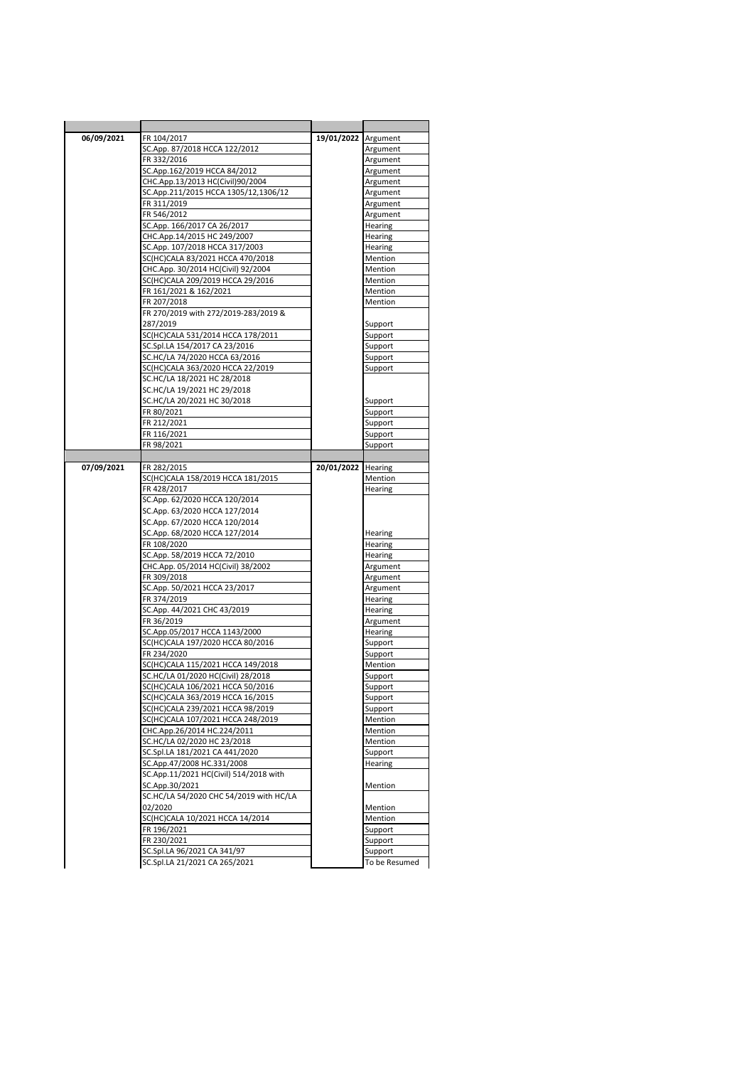| | | | |
|---|---|---|---|
| 06/09/2021 | FR 104/2017 | 19/01/2022 | Argument |
| | SC.App. 87/2018 HCCA 122/2012 | | Argument |
| | FR 332/2016 | | Argument |
| | SC.App.162/2019 HCCA 84/2012 | | Argument |
| | CHC.App.13/2013 HC(Civil)90/2004 | | Argument |
| | SC.App.211/2015 HCCA 1305/12,1306/12 | | Argument |
| | FR 311/2019 | | Argument |
| | FR 546/2012 | | Argument |
| | SC.App. 166/2017 CA 26/2017 | | Hearing |
| | CHC.App.14/2015 HC 249/2007 | | Hearing |
| | SC.App. 107/2018 HCCA 317/2003 | | Hearing |
| | SC(HC)CALA 83/2021 HCCA 470/2018 | | Mention |
| | CHC.App. 30/2014 HC(Civil) 92/2004 | | Mention |
| | SC(HC)CALA 209/2019 HCCA 29/2016 | | Mention |
| | FR 161/2021 & 162/2021 | | Mention |
| | FR 207/2018 | | Mention |
| | FR 270/2019 with 272/2019-283/2019 & 287/2019 | | Support |
| | SC(HC)CALA 531/2014 HCCA 178/2011 | | Support |
| | SC.Spl.LA 154/2017 CA 23/2016 | | Support |
| | SC.HC/LA 74/2020 HCCA 63/2016 | | Support |
| | SC(HC)CALA 363/2020 HCCA 22/2019 | | Support |
| | SC.HC/LA 18/2021 HC 28/2018<br>SC.HC/LA 19/2021 HC 29/2018<br>SC.HC/LA 20/2021 HC 30/2018 | | Support |
| | FR 80/2021 | | Support |
| | FR 212/2021 | | Support |
| | FR 116/2021 | | Support |
| | FR 98/2021 | | Support |
| | | | |
| 07/09/2021 | FR 282/2015 | 20/01/2022 | Hearing |
| | SC(HC)CALA 158/2019 HCCA 181/2015 | | Mention |
| | FR 428/2017 | | Hearing |
| | SC.App. 62/2020 HCCA 120/2014<br>SC.App. 63/2020 HCCA 127/2014<br>SC.App. 67/2020 HCCA 120/2014<br>SC.App. 68/2020 HCCA 127/2014 | | Hearing |
| | FR 108/2020 | | Hearing |
| | SC.App. 58/2019 HCCA 72/2010 | | Hearing |
| | CHC.App. 05/2014 HC(Civil) 38/2002 | | Argument |
| | FR 309/2018 | | Argument |
| | SC.App. 50/2021 HCCA 23/2017 | | Argument |
| | FR 374/2019 | | Hearing |
| | SC.App. 44/2021 CHC 43/2019 | | Hearing |
| | FR 36/2019 | | Argument |
| | SC.App.05/2017 HCCA 1143/2000 | | Hearing |
| | SC(HC)CALA 197/2020 HCCA 80/2016 | | Support |
| | FR 234/2020 | | Support |
| | SC(HC)CALA 115/2021 HCCA 149/2018 | | Mention |
| | SC.HC/LA 01/2020 HC(Civil) 28/2018 | | Support |
| | SC(HC)CALA 106/2021 HCCA 50/2016 | | Support |
| | SC(HC)CALA 363/2019 HCCA 16/2015 | | Support |
| | SC(HC)CALA 239/2021 HCCA 98/2019 | | Support |
| | SC(HC)CALA 107/2021 HCCA 248/2019 | | Mention |
| | CHC.App.26/2014 HC.224/2011 | | Mention |
| | SC.HC/LA 02/2020 HC 23/2018 | | Mention |
| | SC.Spl.LA 181/2021 CA 441/2020 | | Support |
| | SC.App.47/2008 HC.331/2008 | | Hearing |
| | SC.App.11/2021 HC(Civil) 514/2018 with SC.App.30/2021 | | Mention |
| | SC.HC/LA 54/2020 CHC 54/2019 with HC/LA 02/2020 | | Mention |
| | SC(HC)CALA 10/2021 HCCA 14/2014 | | Mention |
| | FR 196/2021 | | Support |
| | FR 230/2021 | | Support |
| | SC.Spl.LA 96/2021 CA 341/97 | | Support |
| | SC.Spl.LA 21/2021 CA 265/2021 | | To be Resumed |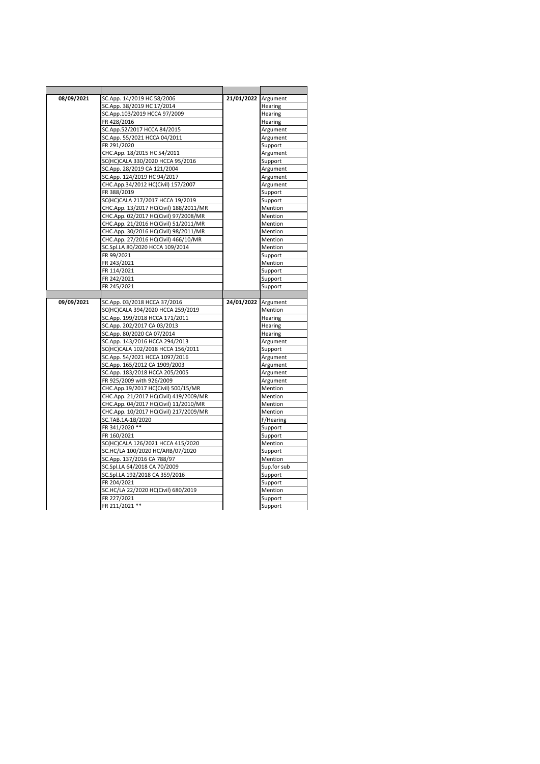| | | | |
|---|---|---|---|
| **08/09/2021** | SC.App. 14/2019 HC 58/2006 | **21/01/2022** | Argument |
| | SC.App. 38/2019 HC 17/2014 | | Hearing |
| | SC.App.103/2019 HCCA 97/2009 | | Hearing |
| | FR 428/2016 | | Hearing |
| | SC.App.52/2017 HCCA 84/2015 | | Argument |
| | SC.App. 55/2021 HCCA 04/2011 | | Argument |
| | FR 291/2020 | | Support |
| | CHC.App. 18/2015 HC 54/2011 | | Argument |
| | SC(HC)CALA 330/2020 HCCA 95/2016 | | Support |
| | SC.App. 28/2019 CA 121/2004 | | Argument |
| | SC.App. 124/2019 HC 94/2017 | | Argument |
| | CHC.App.34/2012 HC(Civil) 157/2007 | | Argument |
| | FR 388/2019 | | Support |
| | SC(HC)CALA 217/2017 HCCA 19/2019 | | Support |
| | CHC.App. 13/2017 HC(Civil) 188/2011/MR | | Mention |
| | CHC.App. 02/2017 HC(Civil) 97/2008/MR | | Mention |
| | CHC.App. 21/2016 HC(Civil) 51/2011/MR | | Mention |
| | CHC.App. 30/2016 HC(Civil) 98/2011/MR | | Mention |
| | CHC.App. 27/2016 HC(Civil) 466/10/MR | | Mention |
| | SC.Spl.LA 80/2020 HCCA 109/2014 | | Mention |
| | FR 99/2021 | | Support |
| | FR 243/2021 | | Mention |
| | FR 114/2021 | | Support |
| | FR 242/2021 | | Support |
| | FR 245/2021 | | Support |
| | | | |
| **09/09/2021** | SC.App. 03/2018 HCCA 37/2016 | **24/01/2022** | Argument |
| | SC(HC)CALA 394/2020 HCCA 259/2019 | | Mention |
| | SC.App. 199/2018 HCCA 171/2011 | | Hearing |
| | SC.App. 202/2017 CA 03/2013 | | Hearing |
| | SC.App. 80/2020 CA 07/2014 | | Hearing |
| | SC.App. 143/2016 HCCA 294/2013 | | Argument |
| | SC(HC)CALA 102/2018 HCCA 156/2011 | | Support |
| | SC.App. 54/2021 HCCA 1097/2016 | | Argument |
| | SC.App. 165/2012 CA 1909/2003 | | Argument |
| | SC.App. 183/2018 HCCA 205/2005 | | Argument |
| | FR 925/2009 with 926/2009 | | Argument |
| | CHC.App.19/2017 HC(Civil) 500/15/MR | | Mention |
| | CHC.App. 21/2017 HC(Civil) 419/2009/MR | | Mention |
| | CHC.App. 04/2017 HC(Civil) 11/2010/MR | | Mention |
| | CHC.App. 10/2017 HC(Civil) 217/2009/MR | | Mention |
| | SC.TAB.1A-1B/2020 | | F/Hearing |
| | FR 341/2020 ** | | Support |
| | FR 160/2021 | | Support |
| | SC(HC)CALA 126/2021 HCCA 415/2020 | | Mention |
| | SC.HC/LA 100/2020 HC/ARB/07/2020 | | Support |
| | SC.App. 137/2016 CA 788/97 | | Mention |
| | SC.Spl.LA 64/2018 CA 70/2009 | | Sup.for sub |
| | SC.Spl.LA 192/2018 CA 359/2016 | | Support |
| | FR 204/2021 | | Support |
| | SC.HC/LA 22/2020 HC(Civil) 680/2019 | | Mention |
| | FR 227/2021 | | Support |
| | FR 211/2021 ** | | Support |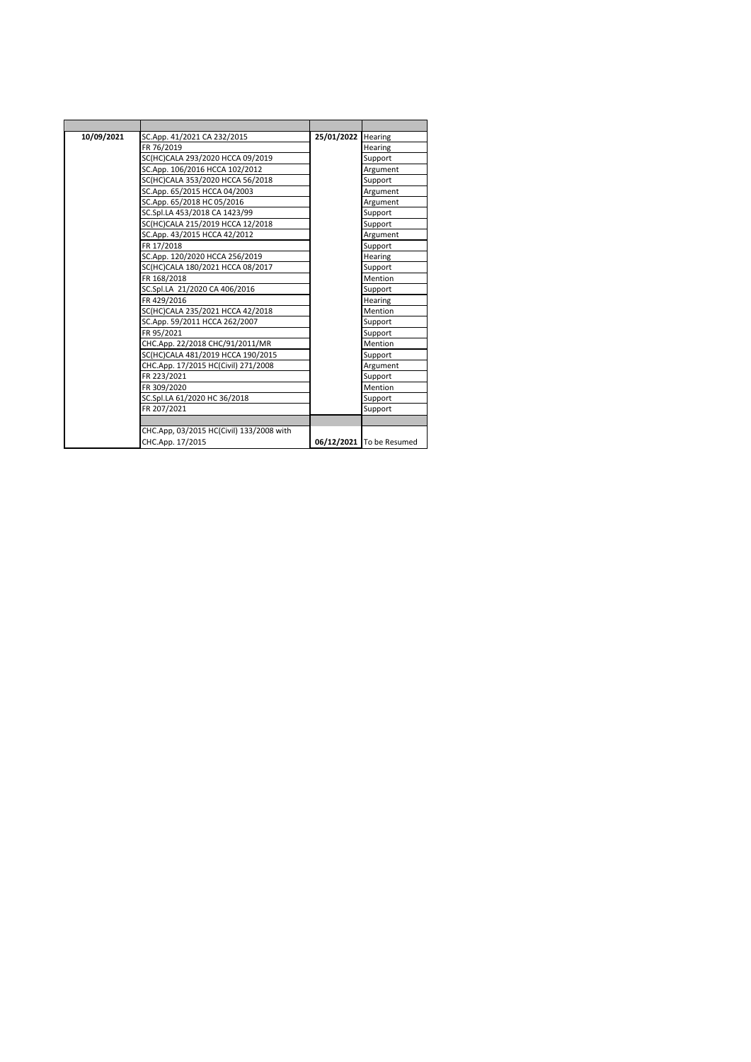| | | | |
|---|---|---|---|
| **10/09/2021** | SC.App. 41/2021 CA 232/2015 | **25/01/2022** | Hearing |
| | FR 76/2019 | | Hearing |
| | SC(HC)CALA 293/2020 HCCA 09/2019 | | Support |
| | SC.App. 106/2016 HCCA 102/2012 | | Argument |
| | SC(HC)CALA 353/2020 HCCA 56/2018 | | Support |
| | SC.App. 65/2015 HCCA 04/2003 | | Argument |
| | SC.App. 65/2018 HC 05/2016 | | Argument |
| | SC.Spl.LA 453/2018 CA 1423/99 | | Support |
| | SC(HC)CALA 215/2019 HCCA 12/2018 | | Support |
| | SC.App. 43/2015 HCCA 42/2012 | | Argument |
| | FR 17/2018 | | Support |
| | SC.App. 120/2020 HCCA 256/2019 | | Hearing |
| | SC(HC)CALA 180/2021 HCCA 08/2017 | | Support |
| | FR 168/2018 | | Mention |
| | SC.Spl.LA 21/2020 CA 406/2016 | | Support |
| | FR 429/2016 | | Hearing |
| | SC(HC)CALA 235/2021 HCCA 42/2018 | | Mention |
| | SC.App. 59/2011 HCCA 262/2007 | | Support |
| | FR 95/2021 | | Support |
| | CHC.App. 22/2018 CHC/91/2011/MR | | Mention |
| | SC(HC)CALA 481/2019 HCCA 190/2015 | | Support |
| | CHC.App. 17/2015 HC(Civil) 271/2008 | | Argument |
| | FR 223/2021 | | Support |
| | FR 309/2020 | | Mention |
| | SC.Spl.LA 61/2020 HC 36/2018 | | Support |
| | FR 207/2021 | | Support |
| | | | |
| | CHC.App, 03/2015 HC(Civil) 133/2008 with CHC.App. 17/2015 | **06/12/2021** | To be Resumed |